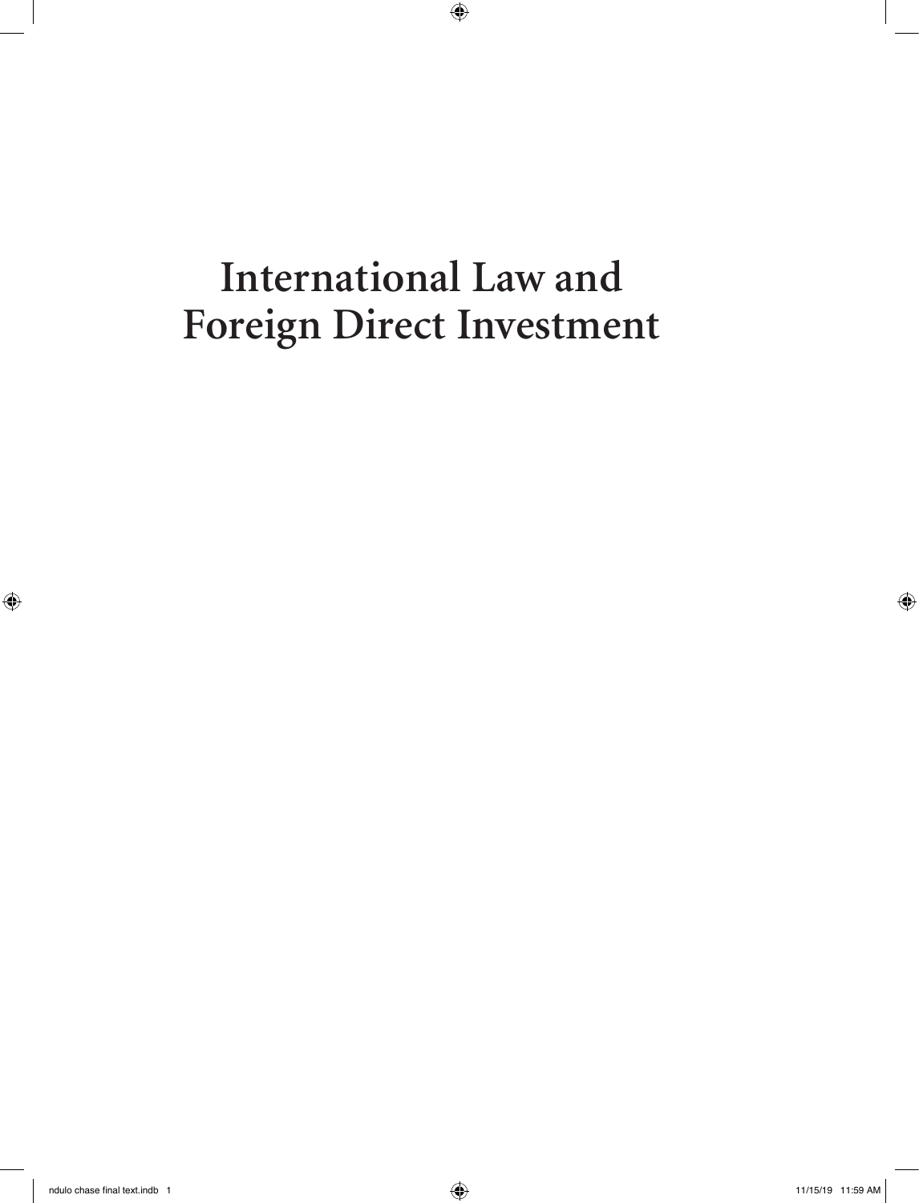# International Law and Foreign Direct Investment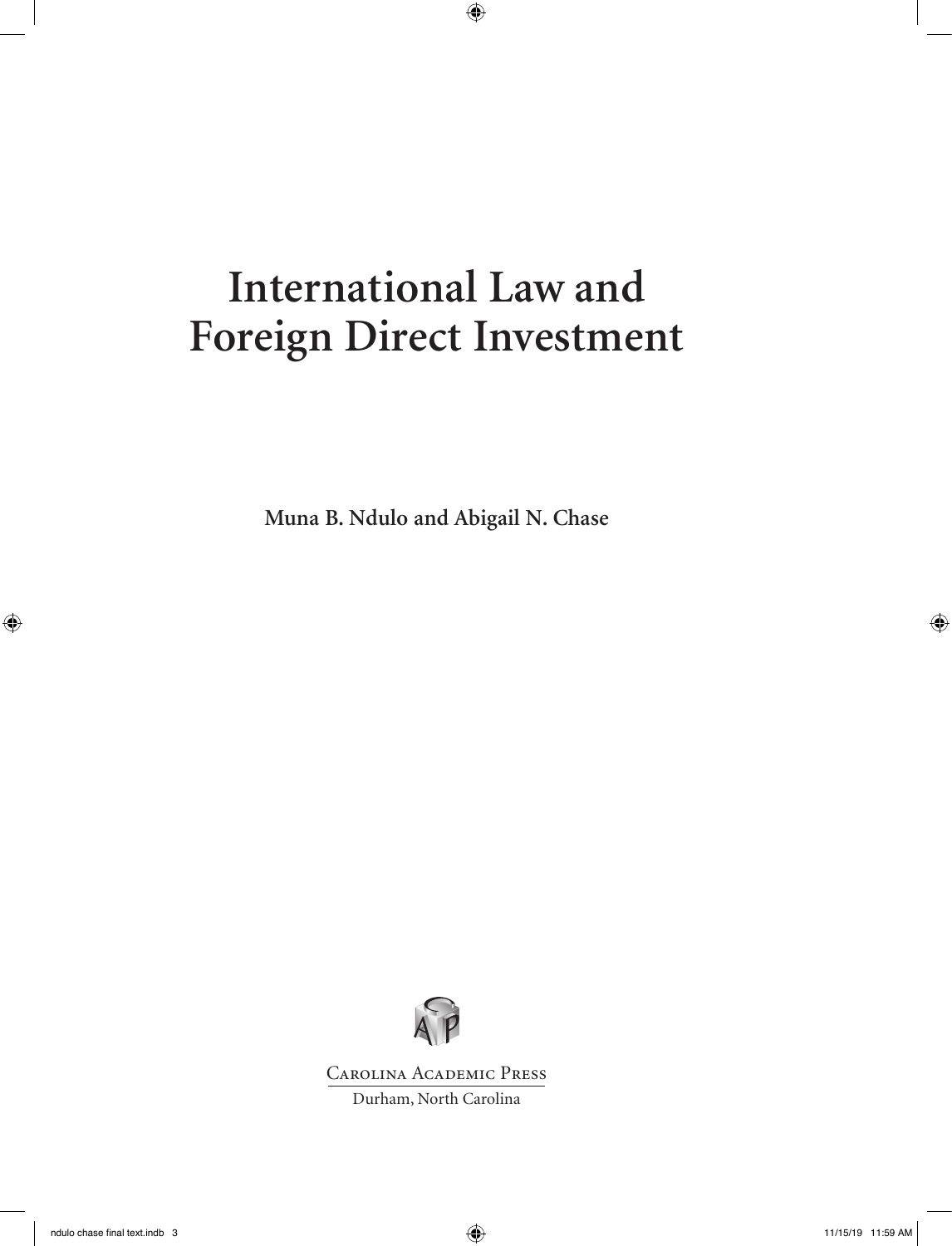# International Law and Foreign Direct Investment

**Muna B. Ndulo and Abigail N. Chase**

Carolina Academic Press

Durham, North Carolina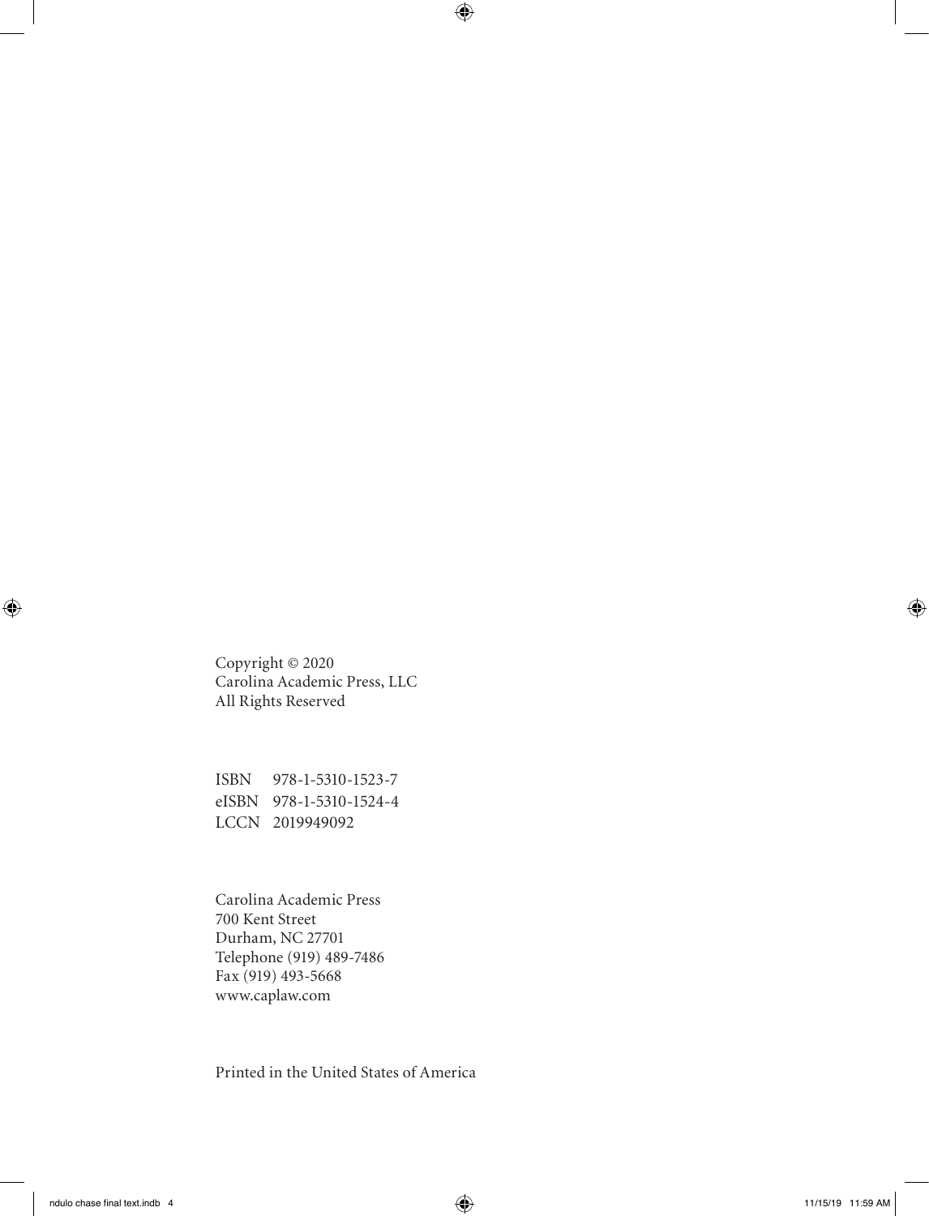Copyright © 2020
Carolina Academic Press, LLC
All Rights Reserved

ISBN 978-1-5310-1523-7
eISBN 978-1-5310-1524-4
LCCN 2019949092

Carolina Academic Press
700 Kent Street
Durham, NC 27701
Telephone (919) 489-7486
Fax (919) 493-5668
www.caplaw.com

Printed in the United States of America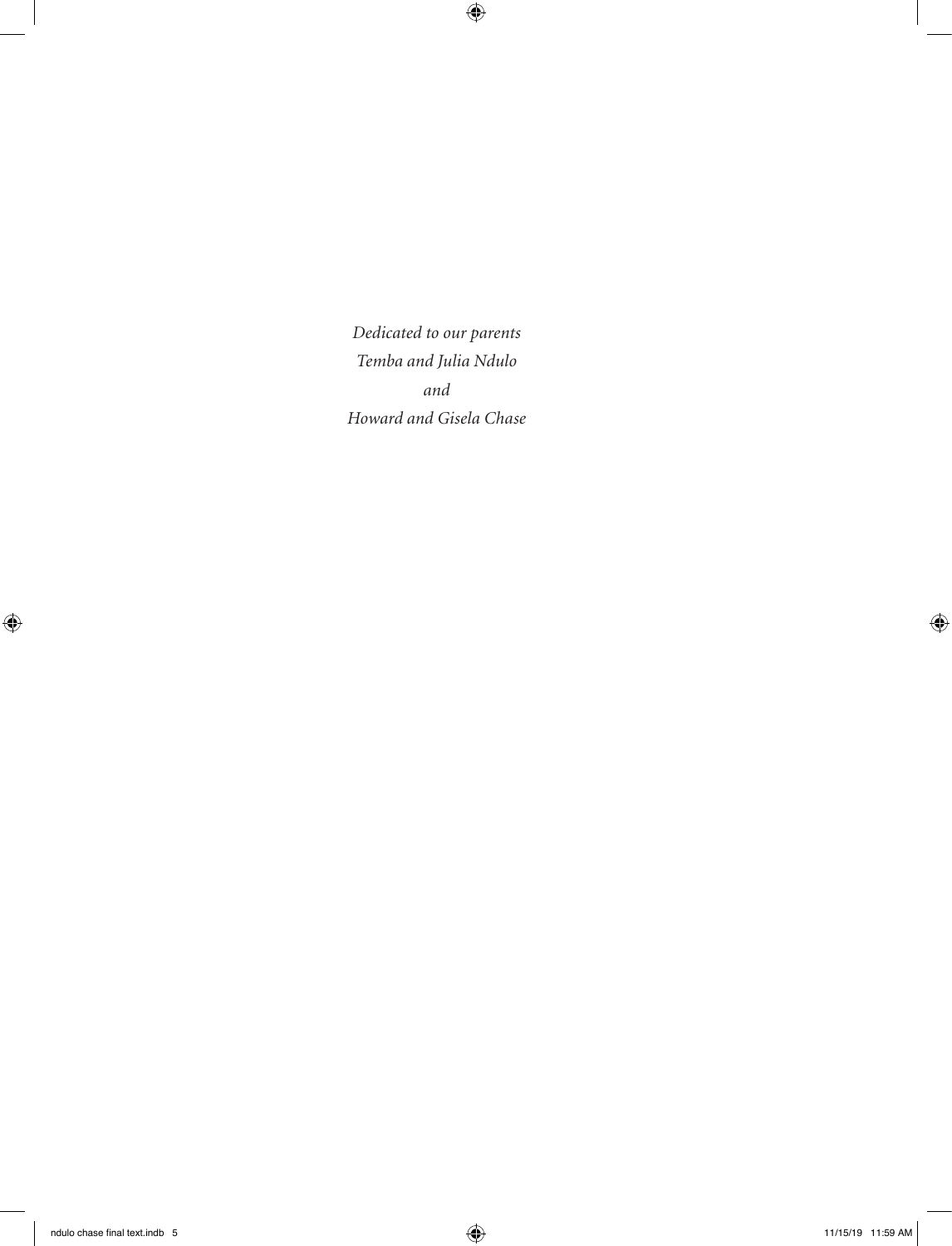*Dedicated to our parents*
*Temba and Julia Ndulo*
*and*
*Howard and Gisela Chase*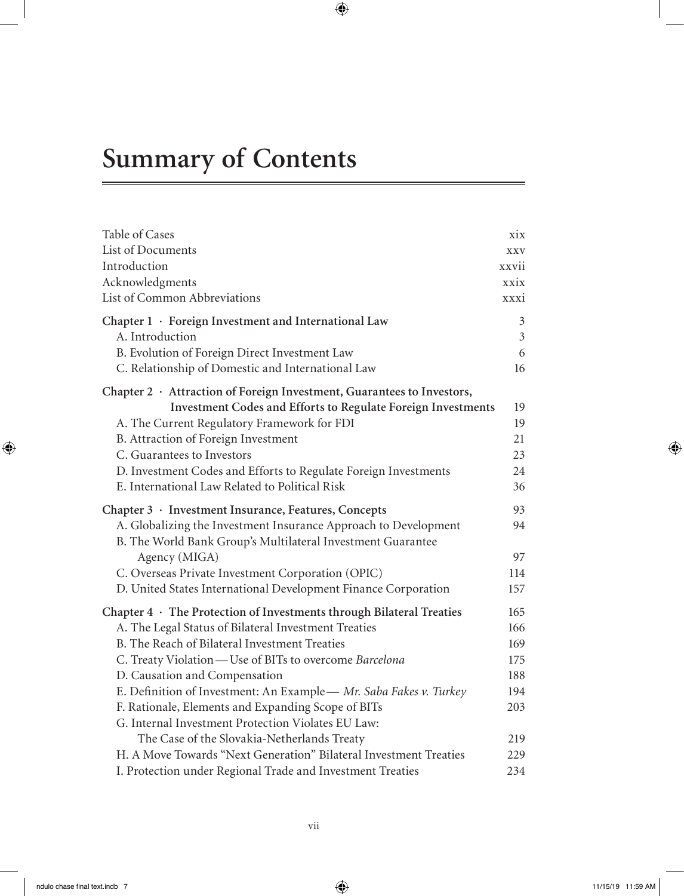# Summary of Contents

| | |
|---|---|
| Table of Cases | xix |
| List of Documents | xxv |
| Introduction | xxvii |
| Acknowledgments | xxix |
| List of Common Abbreviations | xxxi |
| **Chapter 1 · Foreign Investment and International Law** | 3 |
| A. Introduction | 3 |
| B. Evolution of Foreign Direct Investment Law | 6 |
| C. Relationship of Domestic and International Law | 16 |
| **Chapter 2 · Attraction of Foreign Investment, Guarantees to Investors, Investment Codes and Efforts to Regulate Foreign Investments** | 19 |
| A. The Current Regulatory Framework for FDI | 19 |
| B. Attraction of Foreign Investment | 21 |
| C. Guarantees to Investors | 23 |
| D. Investment Codes and Efforts to Regulate Foreign Investments | 24 |
| E. International Law Related to Political Risk | 36 |
| **Chapter 3 · Investment Insurance, Features, Concepts** | 93 |
| A. Globalizing the Investment Insurance Approach to Development | 94 |
| B. The World Bank Group's Multilateral Investment Guarantee Agency (MIGA) | 97 |
| C. Overseas Private Investment Corporation (OPIC) | 114 |
| D. United States International Development Finance Corporation | 157 |
| **Chapter 4 · The Protection of Investments through Bilateral Treaties** | 165 |
| A. The Legal Status of Bilateral Investment Treaties | 166 |
| B. The Reach of Bilateral Investment Treaties | 169 |
| C. Treaty Violation — Use of BITs to overcome *Barcelona* | 175 |
| D. Causation and Compensation | 188 |
| E. Definition of Investment: An Example — *Mr. Saba Fakes v. Turkey* | 194 |
| F. Rationale, Elements and Expanding Scope of BITs | 203 |
| G. Internal Investment Protection Violates EU Law: The Case of the Slovakia-Netherlands Treaty | 219 |
| H. A Move Towards "Next Generation" Bilateral Investment Treaties | 229 |
| I. Protection under Regional Trade and Investment Treaties | 234 |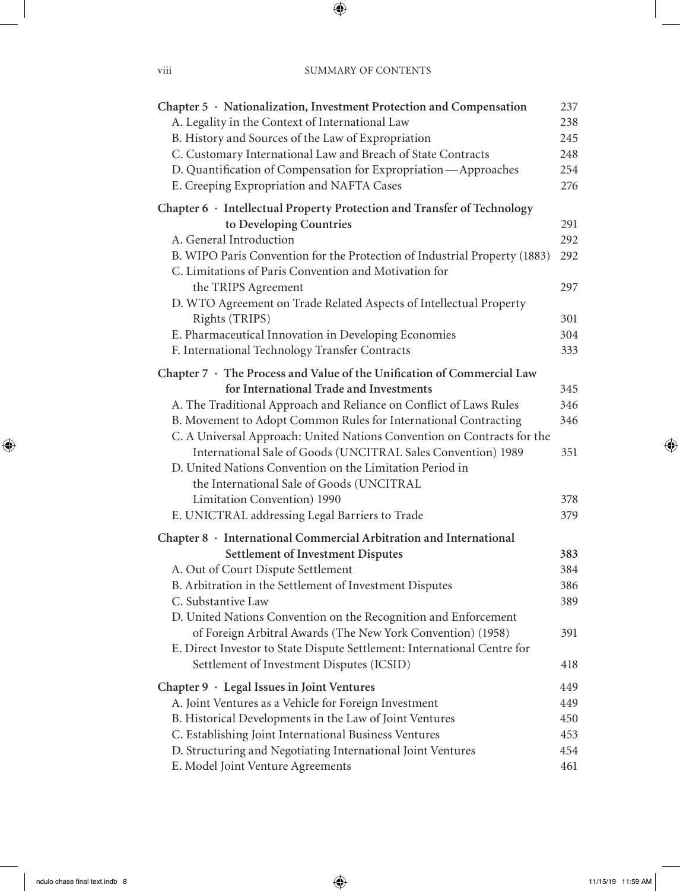Chapter 5 · Nationalization, Investment Protection and Compensation 237
A. Legality in the Context of International Law 238
B. History and Sources of the Law of Expropriation 245
C. Customary International Law and Breach of State Contracts 248
D. Quantification of Compensation for Expropriation—Approaches 254
E. Creeping Expropriation and NAFTA Cases 276

Chapter 6 · Intellectual Property Protection and Transfer of Technology to Developing Countries 291
A. General Introduction 292
B. WIPO Paris Convention for the Protection of Industrial Property (1883) 292
C. Limitations of Paris Convention and Motivation for the TRIPS Agreement 297
D. WTO Agreement on Trade Related Aspects of Intellectual Property Rights (TRIPS) 301
E. Pharmaceutical Innovation in Developing Economies 304
F. International Technology Transfer Contracts 333

Chapter 7 · The Process and Value of the Unification of Commercial Law for International Trade and Investments 345
A. The Traditional Approach and Reliance on Conflict of Laws Rules 346
B. Movement to Adopt Common Rules for International Contracting 346
C. A Universal Approach: United Nations Convention on Contracts for the International Sale of Goods (UNCITRAL Sales Convention) 1989 351
D. United Nations Convention on the Limitation Period in the International Sale of Goods (UNCITRAL Limitation Convention) 1990 378
E. UNICTRAL addressing Legal Barriers to Trade 379

Chapter 8 · International Commercial Arbitration and International Settlement of Investment Disputes 383
A. Out of Court Dispute Settlement 384
B. Arbitration in the Settlement of Investment Disputes 386
C. Substantive Law 389
D. United Nations Convention on the Recognition and Enforcement of Foreign Arbitral Awards (The New York Convention) (1958) 391
E. Direct Investor to State Dispute Settlement: International Centre for Settlement of Investment Disputes (ICSID) 418

Chapter 9 · Legal Issues in Joint Ventures 449
A. Joint Ventures as a Vehicle for Foreign Investment 449
B. Historical Developments in the Law of Joint Ventures 450
C. Establishing Joint International Business Ventures 453
D. Structuring and Negotiating International Joint Ventures 454
E. Model Joint Venture Agreements 461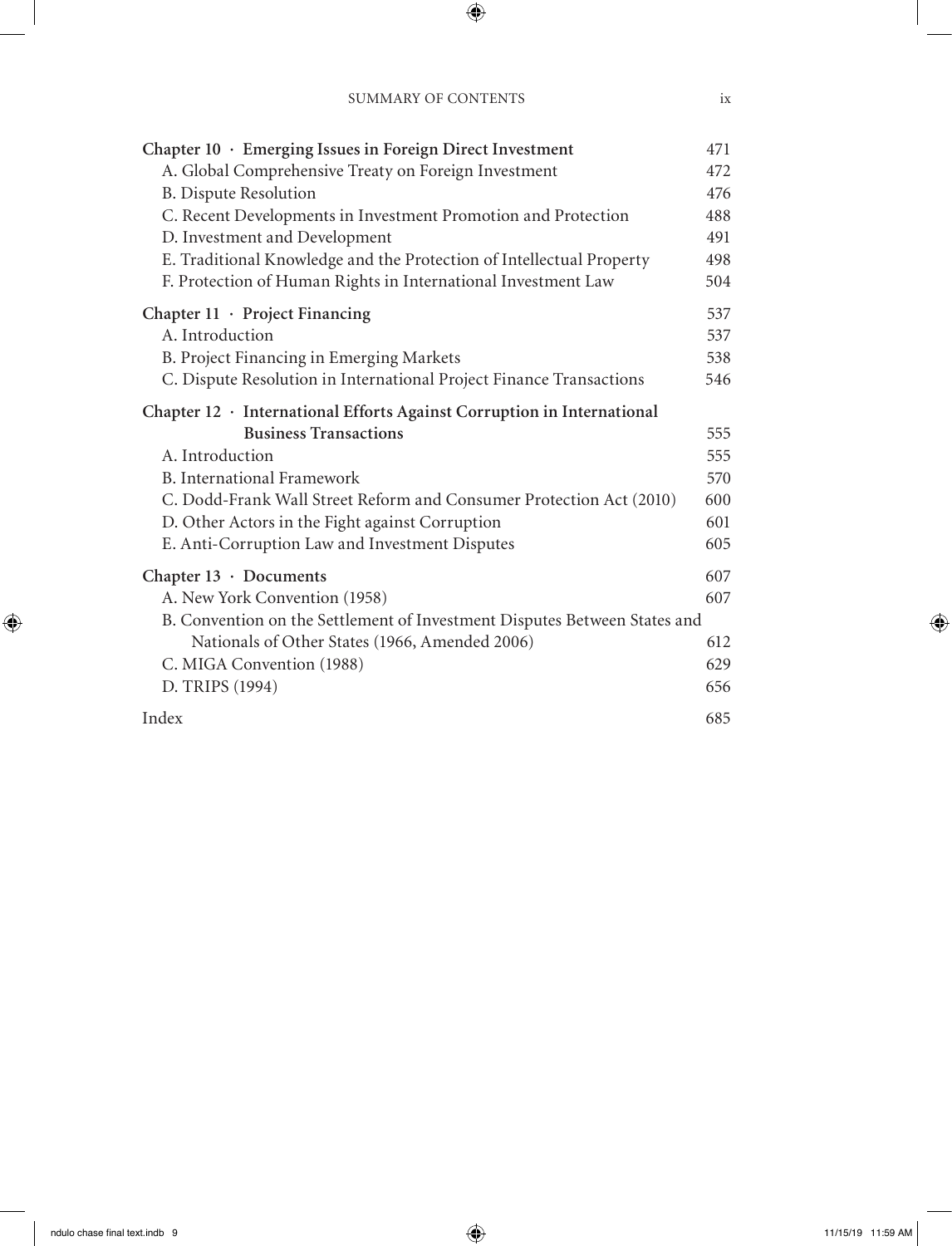| | |
|---|---|
| **Chapter 10 · Emerging Issues in Foreign Direct Investment** | 471 |
| A. Global Comprehensive Treaty on Foreign Investment | 472 |
| B. Dispute Resolution | 476 |
| C. Recent Developments in Investment Promotion and Protection | 488 |
| D. Investment and Development | 491 |
| E. Traditional Knowledge and the Protection of Intellectual Property | 498 |
| F. Protection of Human Rights in International Investment Law | 504 |
| **Chapter 11 · Project Financing** | 537 |
| A. Introduction | 537 |
| B. Project Financing in Emerging Markets | 538 |
| C. Dispute Resolution in International Project Finance Transactions | 546 |
| **Chapter 12 · International Efforts Against Corruption in International Business Transactions** | 555 |
| A. Introduction | 555 |
| B. International Framework | 570 |
| C. Dodd-Frank Wall Street Reform and Consumer Protection Act (2010) | 600 |
| D. Other Actors in the Fight against Corruption | 601 |
| E. Anti-Corruption Law and Investment Disputes | 605 |
| **Chapter 13 · Documents** | 607 |
| A. New York Convention (1958) | 607 |
| B. Convention on the Settlement of Investment Disputes Between States and Nationals of Other States (1966, Amended 2006) | 612 |
| C. MIGA Convention (1988) | 629 |
| D. TRIPS (1994) | 656 |
| Index | 685 |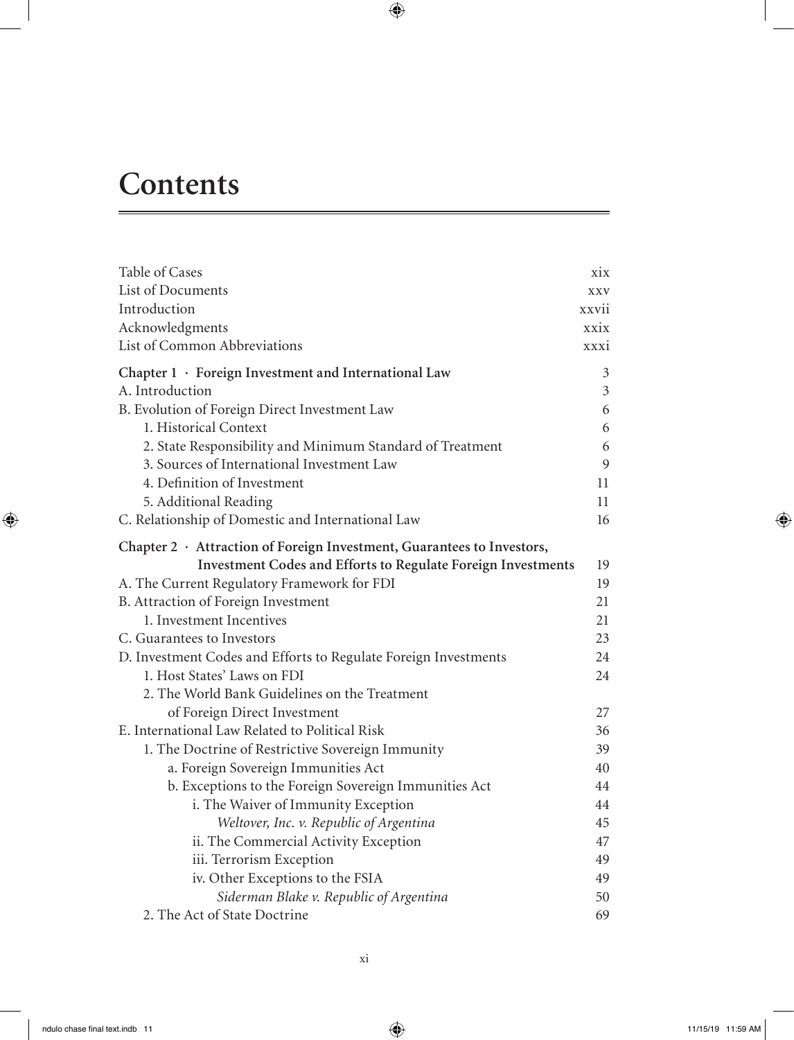# Contents

| | |
|---|---|
| Table of Cases | xix |
| List of Documents | xxv |
| Introduction | xxvii |
| Acknowledgments | xxix |
| List of Common Abbreviations | xxxi |
| **Chapter 1 · Foreign Investment and International Law** | 3 |
| A. Introduction | 3 |
| B. Evolution of Foreign Direct Investment Law | 6 |
| 1. Historical Context | 6 |
| 2. State Responsibility and Minimum Standard of Treatment | 6 |
| 3. Sources of International Investment Law | 9 |
| 4. Definition of Investment | 11 |
| 5. Additional Reading | 11 |
| C. Relationship of Domestic and International Law | 16 |
| **Chapter 2 · Attraction of Foreign Investment, Guarantees to Investors, Investment Codes and Efforts to Regulate Foreign Investments** | 19 |
| A. The Current Regulatory Framework for FDI | 19 |
| B. Attraction of Foreign Investment | 21 |
| 1. Investment Incentives | 21 |
| C. Guarantees to Investors | 23 |
| D. Investment Codes and Efforts to Regulate Foreign Investments | 24 |
| 1. Host States' Laws on FDI | 24 |
| 2. The World Bank Guidelines on the Treatment of Foreign Direct Investment | 27 |
| E. International Law Related to Political Risk | 36 |
| 1. The Doctrine of Restrictive Sovereign Immunity | 39 |
| a. Foreign Sovereign Immunities Act | 40 |
| b. Exceptions to the Foreign Sovereign Immunities Act | 44 |
| i. The Waiver of Immunity Exception | 44 |
| *Weltover, Inc. v. Republic of Argentina* | 45 |
| ii. The Commercial Activity Exception | 47 |
| iii. Terrorism Exception | 49 |
| iv. Other Exceptions to the FSIA | 49 |
| *Siderman Blake v. Republic of Argentina* | 50 |
| 2. The Act of State Doctrine | 69 |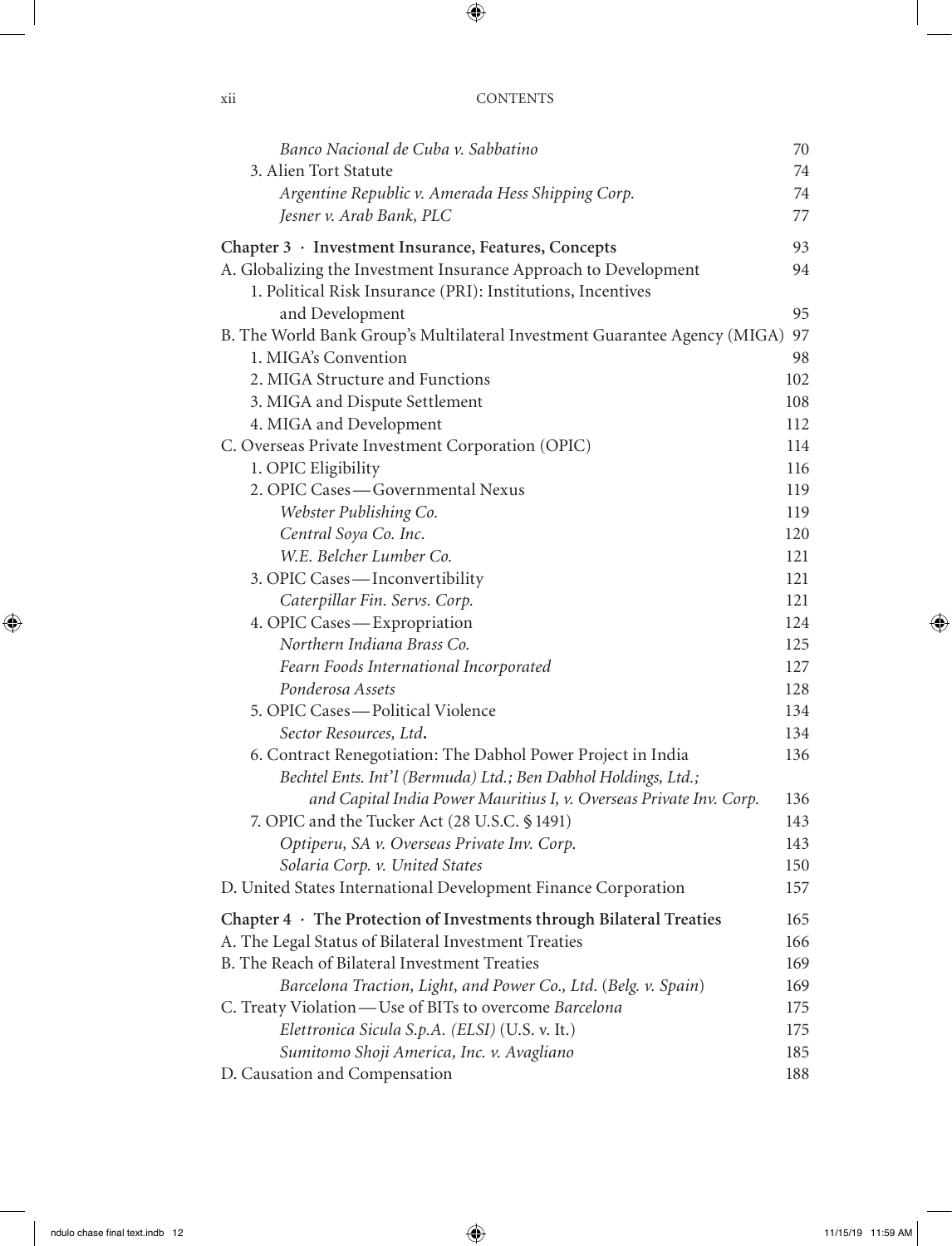*Banco Nacional de Cuba v. Sabbatino* 70
3. Alien Tort Statute 74
*Argentine Republic v. Amerada Hess Shipping Corp.* 74
*Jesner v. Arab Bank, PLC* 77

**Chapter 3 · Investment Insurance, Features, Concepts** 93

A. Globalizing the Investment Insurance Approach to Development 94
1. Political Risk Insurance (PRI): Institutions, Incentives and Development 95

B. The World Bank Group's Multilateral Investment Guarantee Agency (MIGA) 97
1. MIGA's Convention 98
2. MIGA Structure and Functions 102
3. MIGA and Dispute Settlement 108
4. MIGA and Development 112

C. Overseas Private Investment Corporation (OPIC) 114
1. OPIC Eligibility 116
2. OPIC Cases — Governmental Nexus 119
*Webster Publishing Co.* 119
*Central Soya Co. Inc.* 120
*W.E. Belcher Lumber Co.* 121
3. OPIC Cases — Inconvertibility 121
*Caterpillar Fin. Servs. Corp.* 121
4. OPIC Cases — Expropriation 124
*Northern Indiana Brass Co.* 125
*Fearn Foods International Incorporated* 127
*Ponderosa Assets* 128
5. OPIC Cases — Political Violence 134
*Sector Resources, Ltd.* 134
6. Contract Renegotiation: The Dabhol Power Project in India 136
*Bechtel Ents. Int'l (Bermuda) Ltd.; Ben Dabhol Holdings, Ltd.; and Capital India Power Mauritius I, v. Overseas Private Inv. Corp.* 136
7. OPIC and the Tucker Act (28 U.S.C. § 1491) 143
*Optiperu, SA v. Overseas Private Inv. Corp.* 143
*Solaria Corp. v. United States* 150

D. United States International Development Finance Corporation 157

**Chapter 4 · The Protection of Investments through Bilateral Treaties** 165

A. The Legal Status of Bilateral Investment Treaties 166

B. The Reach of Bilateral Investment Treaties 169
*Barcelona Traction, Light, and Power Co., Ltd. (Belg. v. Spain)* 169

C. Treaty Violation — Use of BITs to overcome *Barcelona* 175
*Elettronica Sicula S.p.A. (ELSI)* (U.S. v. It.) 175
*Sumitomo Shoji America, Inc. v. Avagliano* 185

D. Causation and Compensation 188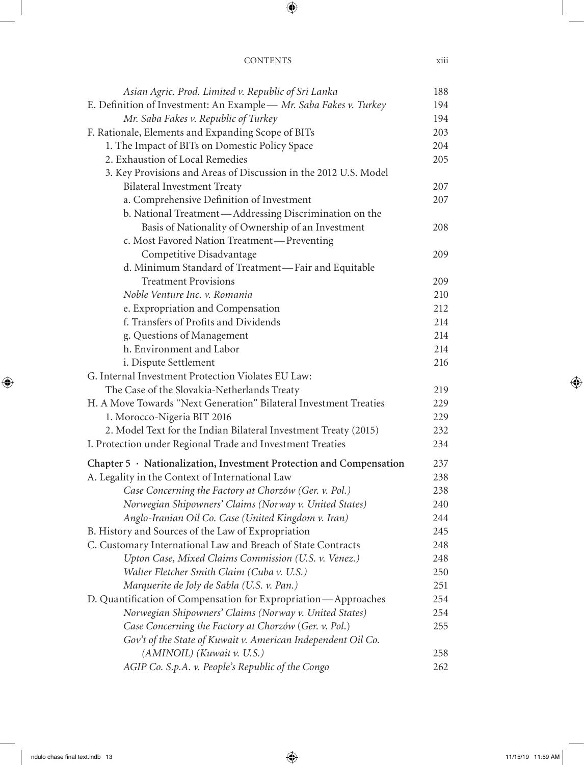| | |
|---|---|
| *Asian Agric. Prod. Limited v. Republic of Sri Lanka* | 188 |
| E. Definition of Investment: An Example — *Mr. Saba Fakes v. Turkey* | 194 |
| *Mr. Saba Fakes v. Republic of Turkey* | 194 |
| F. Rationale, Elements and Expanding Scope of BITs | 203 |
| 1. The Impact of BITs on Domestic Policy Space | 204 |
| 2. Exhaustion of Local Remedies | 205 |
| 3. Key Provisions and Areas of Discussion in the 2012 U.S. Model Bilateral Investment Treaty | 207 |
| a. Comprehensive Definition of Investment | 207 |
| b. National Treatment — Addressing Discrimination on the Basis of Nationality of Ownership of an Investment | 208 |
| c. Most Favored Nation Treatment — Preventing Competitive Disadvantage | 209 |
| d. Minimum Standard of Treatment — Fair and Equitable Treatment Provisions | 209 |
| *Noble Venture Inc. v. Romania* | 210 |
| e. Expropriation and Compensation | 212 |
| f. Transfers of Profits and Dividends | 214 |
| g. Questions of Management | 214 |
| h. Environment and Labor | 214 |
| i. Dispute Settlement | 216 |
| G. Internal Investment Protection Violates EU Law: The Case of the Slovakia-Netherlands Treaty | 219 |
| H. A Move Towards "Next Generation" Bilateral Investment Treaties | 229 |
| 1. Morocco-Nigeria BIT 2016 | 229 |
| 2. Model Text for the Indian Bilateral Investment Treaty (2015) | 232 |
| I. Protection under Regional Trade and Investment Treaties | 234 |
| **Chapter 5 · Nationalization, Investment Protection and Compensation** | **237** |
| A. Legality in the Context of International Law | 238 |
| *Case Concerning the Factory at Chorzów (Ger. v. Pol.)* | 238 |
| *Norwegian Shipowners' Claims (Norway v. United States)* | 240 |
| *Anglo-Iranian Oil Co. Case (United Kingdom v. Iran)* | 244 |
| B. History and Sources of the Law of Expropriation | 245 |
| C. Customary International Law and Breach of State Contracts | 248 |
| *Upton Case, Mixed Claims Commission (U.S. v. Venez.)* | 248 |
| *Walter Fletcher Smith Claim (Cuba v. U.S.)* | 250 |
| *Marquerite de Joly de Sabla (U.S. v. Pan.)* | 251 |
| D. Quantification of Compensation for Expropriation — Approaches | 254 |
| *Norwegian Shipowners' Claims (Norway v. United States)* | 254 |
| *Case Concerning the Factory at Chorzów (Ger. v. Pol.)* | 255 |
| *Gov't of the State of Kuwait v. American Independent Oil Co. (AMINOIL) (Kuwait v. U.S.)* | 258 |
| *AGIP Co. S.p.A. v. People's Republic of the Congo* | 262 |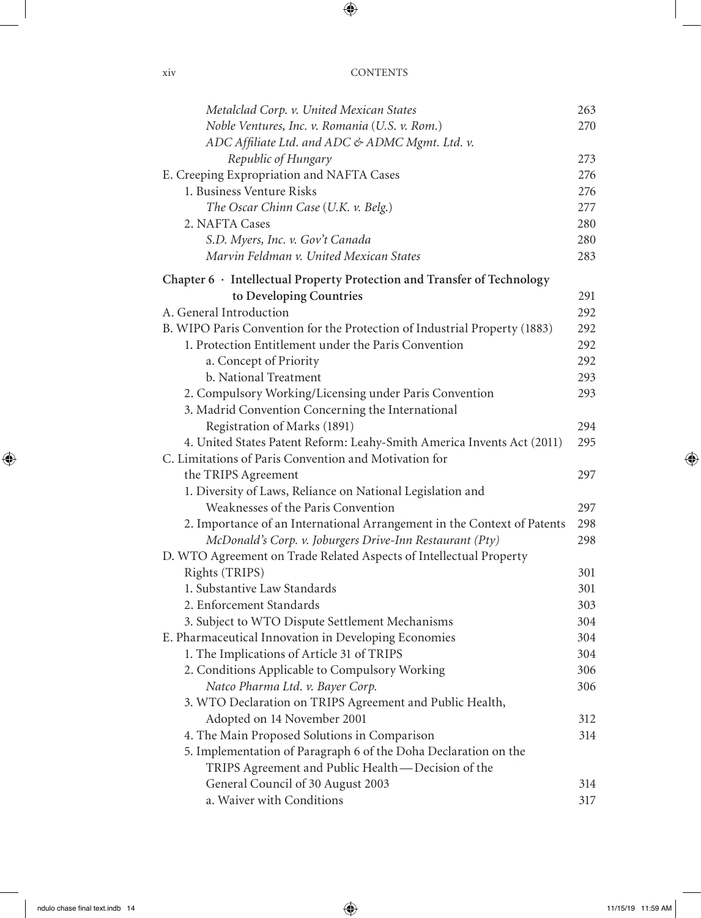*Metalclad Corp. v. United Mexican States* 263
*Noble Ventures, Inc. v. Romania (U.S. v. Rom.)* 270
*ADC Affiliate Ltd. and ADC & ADMC Mgmt. Ltd. v. Republic of Hungary* 273

E. Creeping Expropriation and NAFTA Cases 276
1. Business Venture Risks 276
*The Oscar Chinn Case (U.K. v. Belg.)* 277
2. NAFTA Cases 280
*S.D. Myers, Inc. v. Gov't Canada* 280
*Marvin Feldman v. United Mexican States* 283

**Chapter 6 · Intellectual Property Protection and Transfer of Technology to Developing Countries** 291

A. General Introduction 292

B. WIPO Paris Convention for the Protection of Industrial Property (1883) 292
1. Protection Entitlement under the Paris Convention 292
a. Concept of Priority 292
b. National Treatment 293
2. Compulsory Working/Licensing under Paris Convention 293
3. Madrid Convention Concerning the International Registration of Marks (1891) 294
4. United States Patent Reform: Leahy-Smith America Invents Act (2011) 295

C. Limitations of Paris Convention and Motivation for the TRIPS Agreement 297
1. Diversity of Laws, Reliance on National Legislation and Weaknesses of the Paris Convention 297
2. Importance of an International Arrangement in the Context of Patents 298
*McDonald's Corp. v. Joburgers Drive-Inn Restaurant (Pty)* 298

D. WTO Agreement on Trade Related Aspects of Intellectual Property Rights (TRIPS) 301
1. Substantive Law Standards 301
2. Enforcement Standards 303
3. Subject to WTO Dispute Settlement Mechanisms 304

E. Pharmaceutical Innovation in Developing Economies 304
1. The Implications of Article 31 of TRIPS 304
2. Conditions Applicable to Compulsory Working 306
*Natco Pharma Ltd. v. Bayer Corp.* 306
3. WTO Declaration on TRIPS Agreement and Public Health, Adopted on 14 November 2001 312
4. The Main Proposed Solutions in Comparison 314
5. Implementation of Paragraph 6 of the Doha Declaration on the TRIPS Agreement and Public Health — Decision of the General Council of 30 August 2003 314
a. Waiver with Conditions 317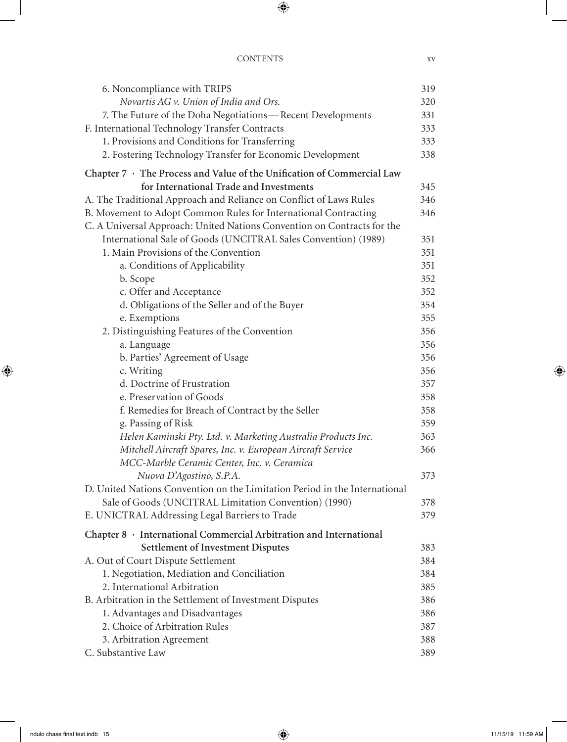| | |
|---|---|
| 6. Noncompliance with TRIPS | 319 |
| *Novartis AG v. Union of India and Ors.* | 320 |
| 7. The Future of the Doha Negotiations — Recent Developments | 331 |
| F. International Technology Transfer Contracts | 333 |
| 1. Provisions and Conditions for Transferring | 333 |
| 2. Fostering Technology Transfer for Economic Development | 338 |
| **Chapter 7 · The Process and Value of the Unification of Commercial Law for International Trade and Investments** | 345 |
| A. The Traditional Approach and Reliance on Conflict of Laws Rules | 346 |
| B. Movement to Adopt Common Rules for International Contracting | 346 |
| C. A Universal Approach: United Nations Convention on Contracts for the International Sale of Goods (UNCITRAL Sales Convention) (1989) | 351 |
| 1. Main Provisions of the Convention | 351 |
| a. Conditions of Applicability | 351 |
| b. Scope | 352 |
| c. Offer and Acceptance | 352 |
| d. Obligations of the Seller and of the Buyer | 354 |
| e. Exemptions | 355 |
| 2. Distinguishing Features of the Convention | 356 |
| a. Language | 356 |
| b. Parties' Agreement of Usage | 356 |
| c. Writing | 356 |
| d. Doctrine of Frustration | 357 |
| e. Preservation of Goods | 358 |
| f. Remedies for Breach of Contract by the Seller | 358 |
| g. Passing of Risk | 359 |
| *Helen Kaminski Pty. Ltd. v. Marketing Australia Products Inc.* | 363 |
| *Mitchell Aircraft Spares, Inc. v. European Aircraft Service* | 366 |
| *MCC-Marble Ceramic Center, Inc. v. Ceramica Nuova D'Agostino, S.P.A.* | 373 |
| D. United Nations Convention on the Limitation Period in the International Sale of Goods (UNCITRAL Limitation Convention) (1990) | 378 |
| E. UNICTRAL Addressing Legal Barriers to Trade | 379 |
| **Chapter 8 · International Commercial Arbitration and International Settlement of Investment Disputes** | 383 |
| A. Out of Court Dispute Settlement | 384 |
| 1. Negotiation, Mediation and Conciliation | 384 |
| 2. International Arbitration | 385 |
| B. Arbitration in the Settlement of Investment Disputes | 386 |
| 1. Advantages and Disadvantages | 386 |
| 2. Choice of Arbitration Rules | 387 |
| 3. Arbitration Agreement | 388 |
| C. Substantive Law | 389 |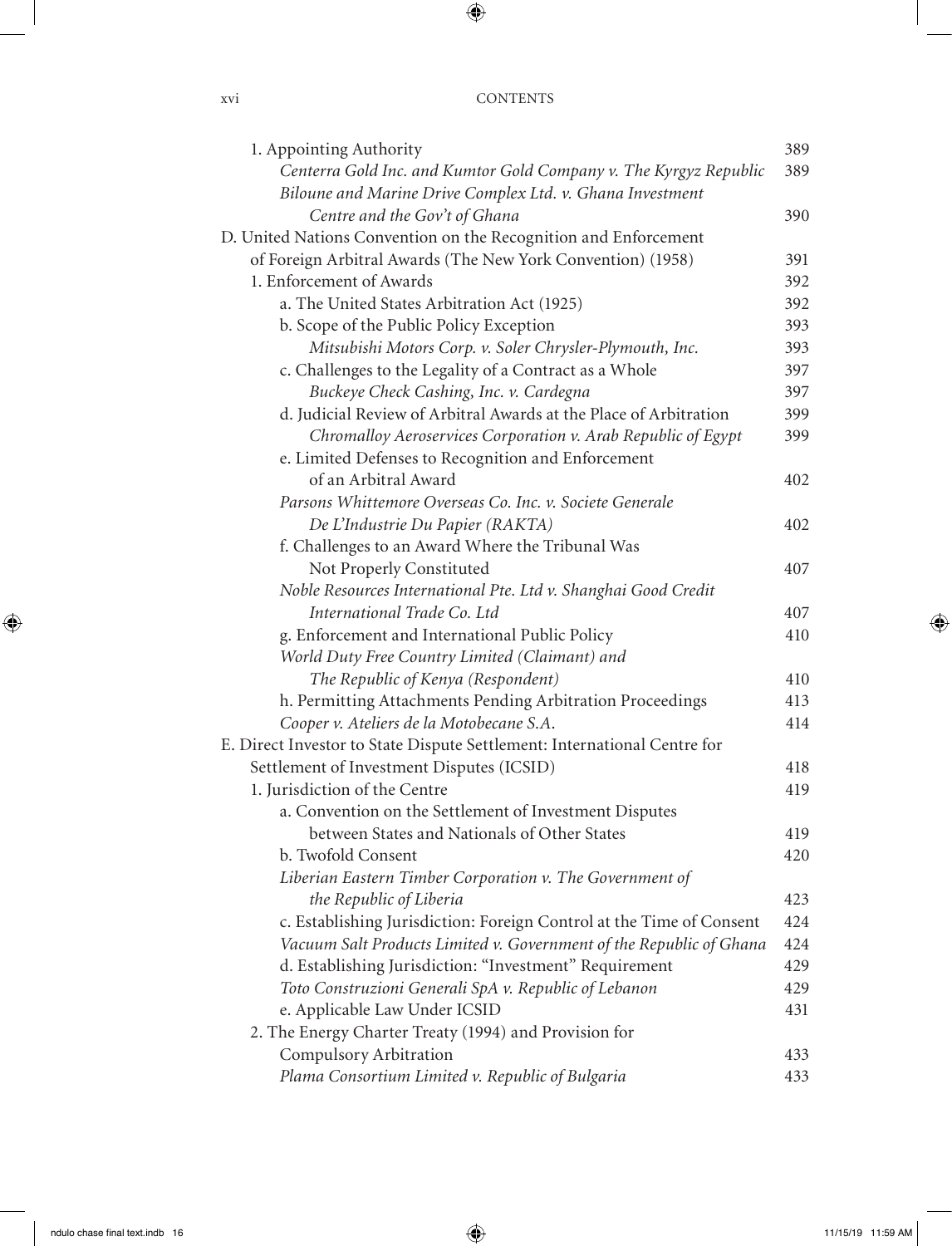| | |
|---|---|
| 1. Appointing Authority | 389 |
| *Centerra Gold Inc. and Kumtor Gold Company v. The Kyrgyz Republic* | 389 |
| *Biloune and Marine Drive Complex Ltd. v. Ghana Investment Centre and the Gov't of Ghana* | 390 |
| D. United Nations Convention on the Recognition and Enforcement of Foreign Arbitral Awards (The New York Convention) (1958) | 391 |
| 1. Enforcement of Awards | 392 |
| a. The United States Arbitration Act (1925) | 392 |
| b. Scope of the Public Policy Exception | 393 |
| *Mitsubishi Motors Corp. v. Soler Chrysler-Plymouth, Inc.* | 393 |
| c. Challenges to the Legality of a Contract as a Whole | 397 |
| *Buckeye Check Cashing, Inc. v. Cardegna* | 397 |
| d. Judicial Review of Arbitral Awards at the Place of Arbitration | 399 |
| *Chromalloy Aeroservices Corporation v. Arab Republic of Egypt* | 399 |
| e. Limited Defenses to Recognition and Enforcement of an Arbitral Award | 402 |
| *Parsons Whittemore Overseas Co. Inc. v. Societe Generale De L'Industrie Du Papier (RAKTA)* | 402 |
| f. Challenges to an Award Where the Tribunal Was Not Properly Constituted | 407 |
| *Noble Resources International Pte. Ltd v. Shanghai Good Credit International Trade Co. Ltd* | 407 |
| g. Enforcement and International Public Policy | 410 |
| *World Duty Free Country Limited (Claimant) and The Republic of Kenya (Respondent)* | 410 |
| h. Permitting Attachments Pending Arbitration Proceedings | 413 |
| *Cooper v. Ateliers de la Motobecane S.A.* | 414 |
| E. Direct Investor to State Dispute Settlement: International Centre for Settlement of Investment Disputes (ICSID) | 418 |
| 1. Jurisdiction of the Centre | 419 |
| a. Convention on the Settlement of Investment Disputes between States and Nationals of Other States | 419 |
| b. Twofold Consent | 420 |
| *Liberian Eastern Timber Corporation v. The Government of the Republic of Liberia* | 423 |
| c. Establishing Jurisdiction: Foreign Control at the Time of Consent | 424 |
| *Vacuum Salt Products Limited v. Government of the Republic of Ghana* | 424 |
| d. Establishing Jurisdiction: "Investment" Requirement | 429 |
| *Toto Construzioni Generali SpA v. Republic of Lebanon* | 429 |
| e. Applicable Law Under ICSID | 431 |
| 2. The Energy Charter Treaty (1994) and Provision for Compulsory Arbitration | 433 |
| *Plama Consortium Limited v. Republic of Bulgaria* | 433 |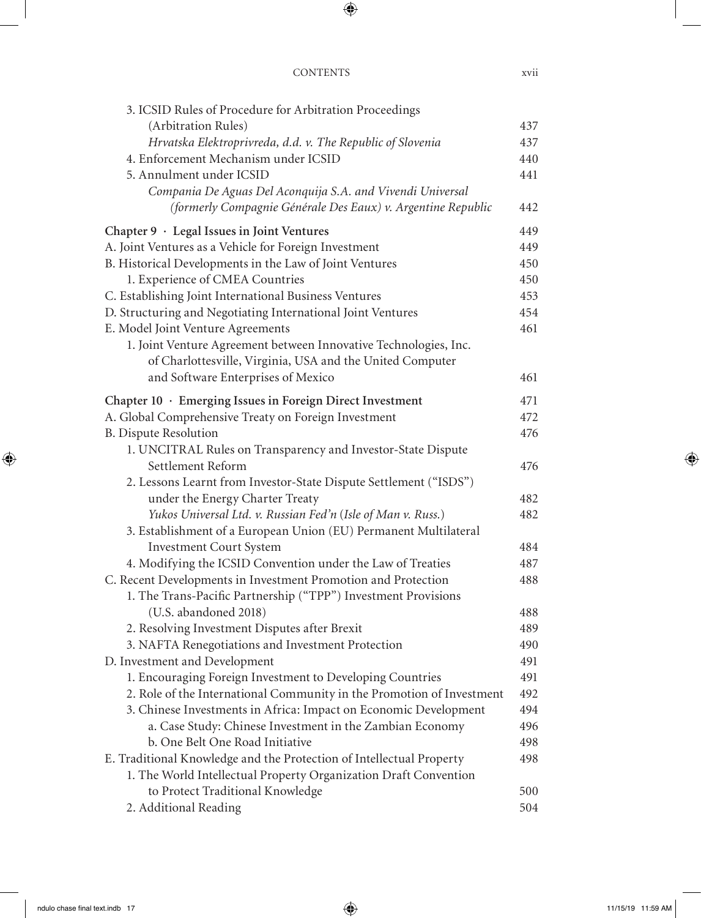3. ICSID Rules of Procedure for Arbitration Proceedings (Arbitration Rules) 437
   - *Hrvatska Elektroprivreda, d.d. v. The Republic of Slovenia* 437
4. Enforcement Mechanism under ICSID 440
5. Annulment under ICSID 441
   - *Compania De Aguas Del Aconquija S.A. and Vivendi Universal (formerly Compagnie Générale Des Eaux) v. Argentine Republic* 442

**Chapter 9 · Legal Issues in Joint Ventures** 449

A. Joint Ventures as a Vehicle for Foreign Investment 449

B. Historical Developments in the Law of Joint Ventures 450

1. Experience of CMEA Countries 450

C. Establishing Joint International Business Ventures 453

D. Structuring and Negotiating International Joint Ventures 454

E. Model Joint Venture Agreements 461

1. Joint Venture Agreement between Innovative Technologies, Inc. of Charlottesville, Virginia, USA and the United Computer and Software Enterprises of Mexico 461

**Chapter 10 · Emerging Issues in Foreign Direct Investment** 471

A. Global Comprehensive Treaty on Foreign Investment 472

B. Dispute Resolution 476

1. UNCITRAL Rules on Transparency and Investor-State Dispute Settlement Reform 476
2. Lessons Learnt from Investor-State Dispute Settlement ("ISDS") under the Energy Charter Treaty 482
   - *Yukos Universal Ltd. v. Russian Fed'n* (*Isle of Man v. Russ.*) 482
3. Establishment of a European Union (EU) Permanent Multilateral Investment Court System 484
4. Modifying the ICSID Convention under the Law of Treaties 487

C. Recent Developments in Investment Promotion and Protection 488

1. The Trans-Pacific Partnership ("TPP") Investment Provisions (U.S. abandoned 2018) 488
2. Resolving Investment Disputes after Brexit 489
3. NAFTA Renegotiations and Investment Protection 490

D. Investment and Development 491

1. Encouraging Foreign Investment to Developing Countries 491
2. Role of the International Community in the Promotion of Investment 492
3. Chinese Investments in Africa: Impact on Economic Development 494
   - a. Case Study: Chinese Investment in the Zambian Economy 496
   - b. One Belt One Road Initiative 498

E. Traditional Knowledge and the Protection of Intellectual Property 498

1. The World Intellectual Property Organization Draft Convention to Protect Traditional Knowledge 500
2. Additional Reading 504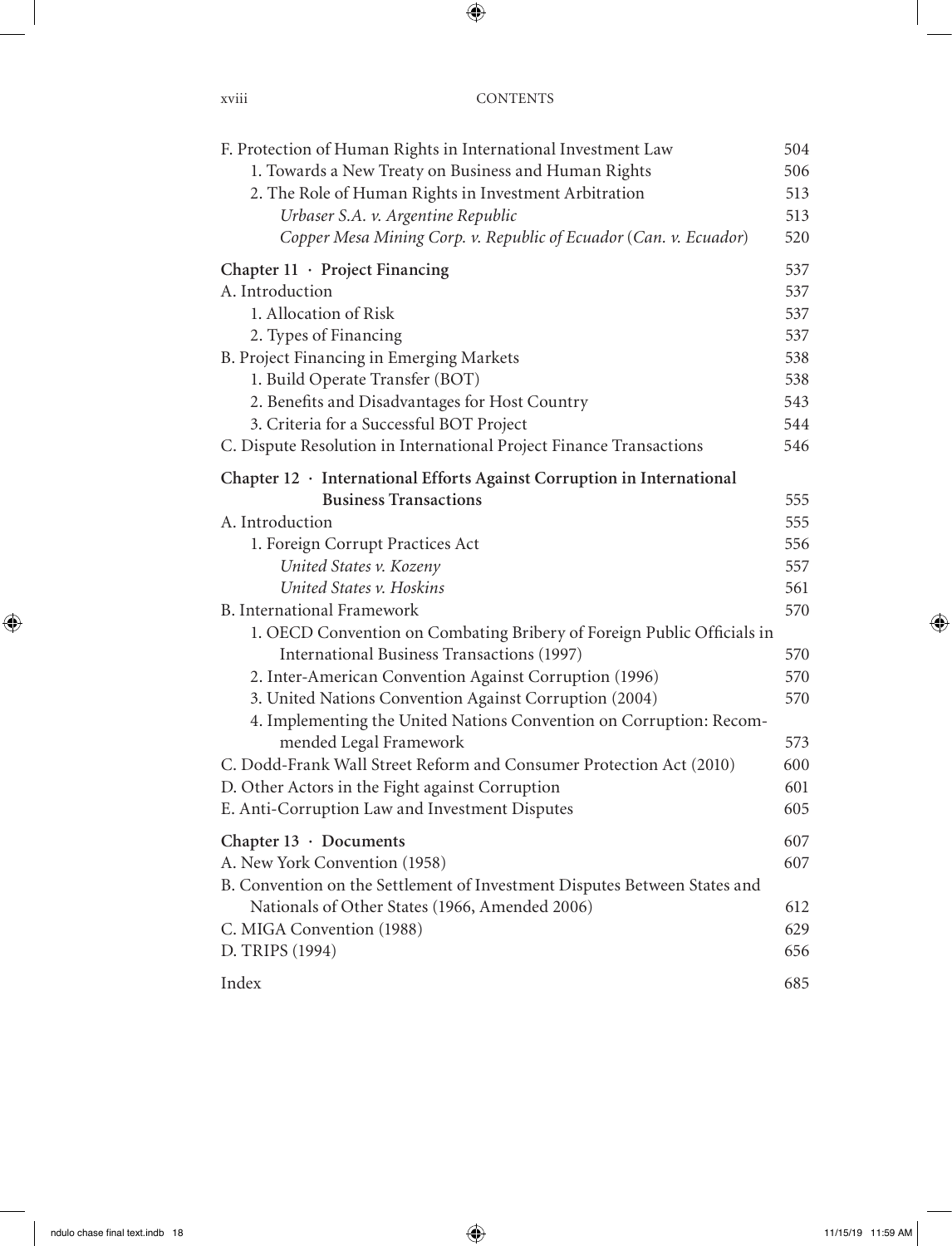F. Protection of Human Rights in International Investment Law 504

- 1. Towards a New Treaty on Business and Human Rights 506
- 2. The Role of Human Rights in Investment Arbitration 513
  - *Urbaser S.A. v. Argentine Republic* 513
  - *Copper Mesa Mining Corp. v. Republic of Ecuador (Can. v. Ecuador)* 520

**Chapter 11 · Project Financing** 537

A. Introduction 537

- 1. Allocation of Risk 537
- 2. Types of Financing 537

B. Project Financing in Emerging Markets 538

- 1. Build Operate Transfer (BOT) 538
- 2. Benefits and Disadvantages for Host Country 543
- 3. Criteria for a Successful BOT Project 544

C. Dispute Resolution in International Project Finance Transactions 546

**Chapter 12 · International Efforts Against Corruption in International Business Transactions** 555

A. Introduction 555

- 1. Foreign Corrupt Practices Act 556
  - *United States v. Kozeny* 557
  - *United States v. Hoskins* 561

B. International Framework 570

- 1. OECD Convention on Combating Bribery of Foreign Public Officials in International Business Transactions (1997) 570
- 2. Inter-American Convention Against Corruption (1996) 570
- 3. United Nations Convention Against Corruption (2004) 570
- 4. Implementing the United Nations Convention on Corruption: Recommended Legal Framework 573

C. Dodd-Frank Wall Street Reform and Consumer Protection Act (2010) 600

D. Other Actors in the Fight against Corruption 601

E. Anti-Corruption Law and Investment Disputes 605

**Chapter 13 · Documents** 607

A. New York Convention (1958) 607

B. Convention on the Settlement of Investment Disputes Between States and Nationals of Other States (1966, Amended 2006) 612

C. MIGA Convention (1988) 629

D. TRIPS (1994) 656

Index 685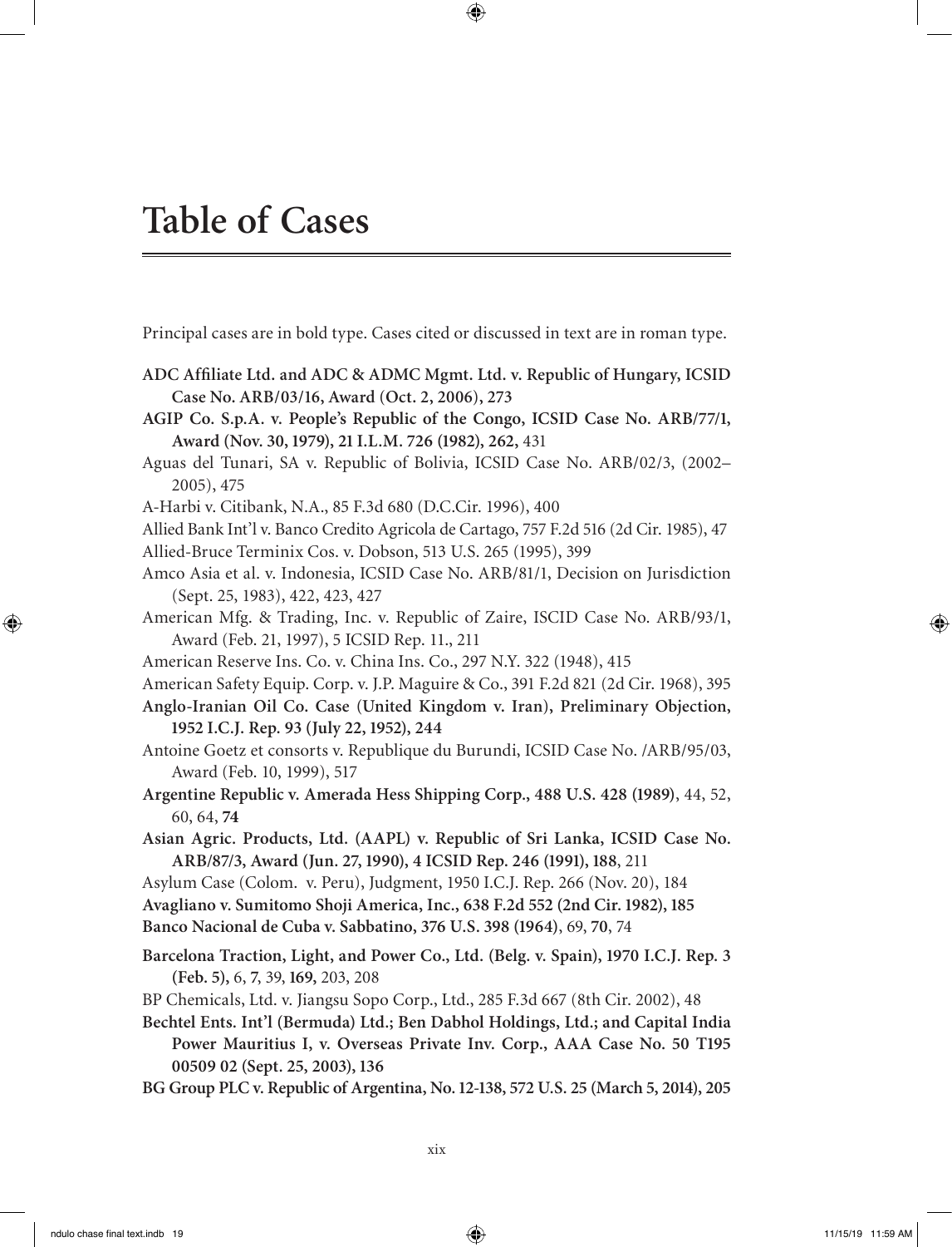# Table of Cases

Principal cases are in bold type. Cases cited or discussed in text are in roman type.

**ADC Affiliate Ltd. and ADC & ADMC Mgmt. Ltd. v. Republic of Hungary, ICSID Case No. ARB/03/16, Award (Oct. 2, 2006), 273**

**AGIP Co. S.p.A. v. People's Republic of the Congo, ICSID Case No. ARB/77/1, Award (Nov. 30, 1979), 21 I.L.M. 726 (1982), 262,** 431

Aguas del Tunari, SA v. Republic of Bolivia, ICSID Case No. ARB/02/3, (2002–2005), 475

A-Harbi v. Citibank, N.A., 85 F.3d 680 (D.C.Cir. 1996), 400

Allied Bank Int'l v. Banco Credito Agricola de Cartago, 757 F.2d 516 (2d Cir. 1985), 47

Allied-Bruce Terminix Cos. v. Dobson, 513 U.S. 265 (1995), 399

Amco Asia et al. v. Indonesia, ICSID Case No. ARB/81/1, Decision on Jurisdiction (Sept. 25, 1983), 422, 423, 427

American Mfg. & Trading, Inc. v. Republic of Zaire, ISCID Case No. ARB/93/1, Award (Feb. 21, 1997), 5 ICSID Rep. 11., 211

American Reserve Ins. Co. v. China Ins. Co., 297 N.Y. 322 (1948), 415

American Safety Equip. Corp. v. J.P. Maguire & Co., 391 F.2d 821 (2d Cir. 1968), 395

**Anglo-Iranian Oil Co. Case (United Kingdom v. Iran), Preliminary Objection, 1952 I.C.J. Rep. 93 (July 22, 1952), 244**

Antoine Goetz et consorts v. Republique du Burundi, ICSID Case No. /ARB/95/03, Award (Feb. 10, 1999), 517

**Argentine Republic v. Amerada Hess Shipping Corp., 488 U.S. 428 (1989)**, 44, 52, 60, 64, **74**

**Asian Agric. Products, Ltd. (AAPL) v. Republic of Sri Lanka, ICSID Case No. ARB/87/3, Award (Jun. 27, 1990), 4 ICSID Rep. 246 (1991), 188**, 211

Asylum Case (Colom. v. Peru), Judgment, 1950 I.C.J. Rep. 266 (Nov. 20), 184

**Avagliano v. Sumitomo Shoji America, Inc., 638 F.2d 552 (2nd Cir. 1982), 185**

**Banco Nacional de Cuba v. Sabbatino, 376 U.S. 398 (1964)**, 69, **70**, 74

**Barcelona Traction, Light, and Power Co., Ltd. (Belg. v. Spain), 1970 I.C.J. Rep. 3 (Feb. 5),** 6, **7**, 39, **169,** 203, 208

BP Chemicals, Ltd. v. Jiangsu Sopo Corp., Ltd., 285 F.3d 667 (8th Cir. 2002), 48

**Bechtel Ents. Int'l (Bermuda) Ltd.; Ben Dabhol Holdings, Ltd.; and Capital India Power Mauritius I, v. Overseas Private Inv. Corp., AAA Case No. 50 T195 00509 02 (Sept. 25, 2003), 136**

**BG Group PLC v. Republic of Argentina, No. 12-138, 572 U.S. 25 (March 5, 2014), 205**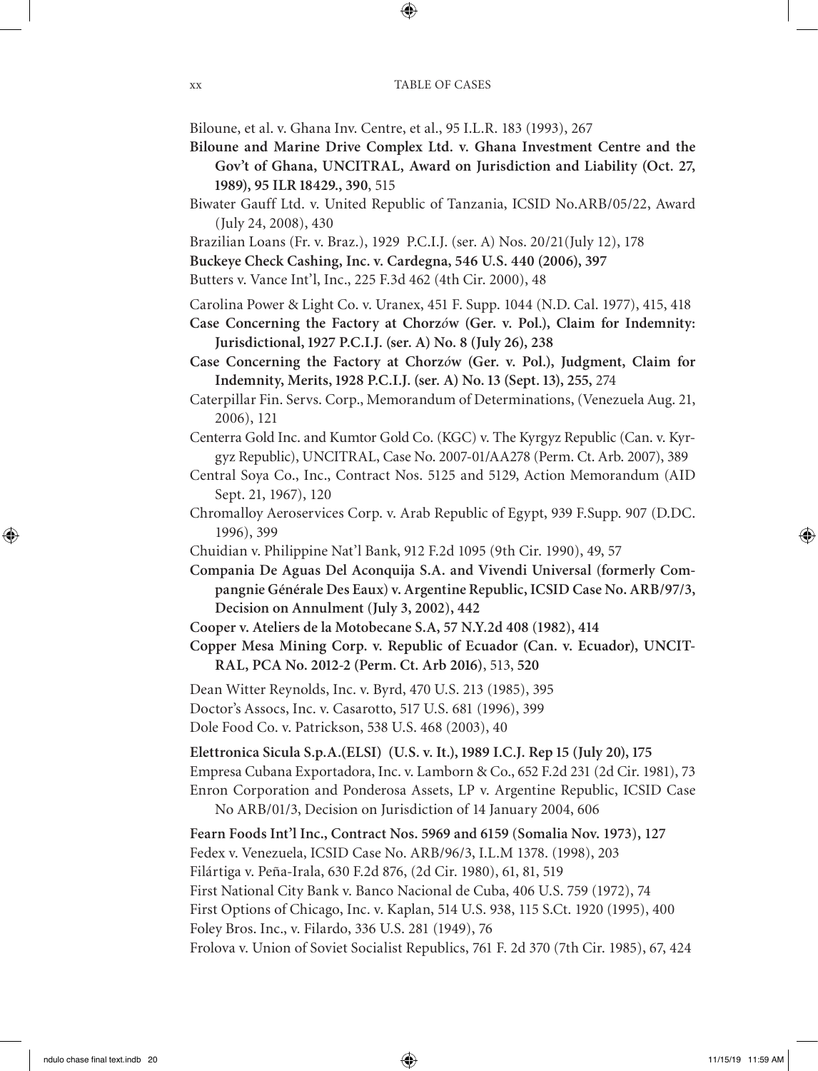Biloune, et al. v. Ghana Inv. Centre, et al., 95 I.L.R. 183 (1993), 267

**Biloune and Marine Drive Complex Ltd. v. Ghana Investment Centre and the Gov't of Ghana, UNCITRAL, Award on Jurisdiction and Liability (Oct. 27, 1989), 95 ILR 18429., 390**, 515

Biwater Gauff Ltd. v. United Republic of Tanzania, ICSID No.ARB/05/22, Award (July 24, 2008), 430

Brazilian Loans (Fr. v. Braz.), 1929 P.C.I.J. (ser. A) Nos. 20/21(July 12), 178

**Buckeye Check Cashing, Inc. v. Cardegna, 546 U.S. 440 (2006), 397**

Butters v. Vance Int'l, Inc., 225 F.3d 462 (4th Cir. 2000), 48

Carolina Power & Light Co. v. Uranex, 451 F. Supp. 1044 (N.D. Cal. 1977), 415, 418

**Case Concerning the Factory at Chorzów (Ger. v. Pol.), Claim for Indemnity: Jurisdictional, 1927 P.C.I.J. (ser. A) No. 8 (July 26), 238**

**Case Concerning the Factory at Chorzów (Ger. v. Pol.), Judgment, Claim for Indemnity, Merits, 1928 P.C.I.J. (ser. A) No. 13 (Sept. 13), 255,** 274

Caterpillar Fin. Servs. Corp., Memorandum of Determinations, (Venezuela Aug. 21, 2006), 121

Centerra Gold Inc. and Kumtor Gold Co. (KGC) v. The Kyrgyz Republic (Can. v. Kyrgyz Republic), UNCITRAL, Case No. 2007-01/AA278 (Perm. Ct. Arb. 2007), 389

Central Soya Co., Inc., Contract Nos. 5125 and 5129, Action Memorandum (AID Sept. 21, 1967), 120

Chromalloy Aeroservices Corp. v. Arab Republic of Egypt, 939 F.Supp. 907 (D.DC. 1996), 399

Chuidian v. Philippine Nat'l Bank, 912 F.2d 1095 (9th Cir. 1990), 49, 57

**Compania De Aguas Del Aconquija S.A. and Vivendi Universal (formerly Compangnie Générale Des Eaux) v. Argentine Republic, ICSID Case No. ARB/97/3, Decision on Annulment (July 3, 2002), 442**

**Cooper v. Ateliers de la Motobecane S.A, 57 N.Y.2d 408 (1982), 414**

**Copper Mesa Mining Corp. v. Republic of Ecuador (Can. v. Ecuador), UNCITRAL, PCA No. 2012-2 (Perm. Ct. Arb 2016)**, 513, **520**

Dean Witter Reynolds, Inc. v. Byrd, 470 U.S. 213 (1985), 395

Doctor's Assocs, Inc. v. Casarotto, 517 U.S. 681 (1996), 399

Dole Food Co. v. Patrickson, 538 U.S. 468 (2003), 40

**Elettronica Sicula S.p.A.(ELSI) (U.S. v. It.), 1989 I.C.J. Rep 15 (July 20), 175**

Empresa Cubana Exportadora, Inc. v. Lamborn & Co., 652 F.2d 231 (2d Cir. 1981), 73

Enron Corporation and Ponderosa Assets, LP v. Argentine Republic, ICSID Case No ARB/01/3, Decision on Jurisdiction of 14 January 2004, 606

**Fearn Foods Int'l Inc., Contract Nos. 5969 and 6159 (Somalia Nov. 1973), 127**

Fedex v. Venezuela, ICSID Case No. ARB/96/3, I.L.M 1378. (1998), 203

Filártiga v. Peña-Irala, 630 F.2d 876, (2d Cir. 1980), 61, 81, 519

First National City Bank v. Banco Nacional de Cuba, 406 U.S. 759 (1972), 74

First Options of Chicago, Inc. v. Kaplan, 514 U.S. 938, 115 S.Ct. 1920 (1995), 400

Foley Bros. Inc., v. Filardo, 336 U.S. 281 (1949), 76

Frolova v. Union of Soviet Socialist Republics, 761 F. 2d 370 (7th Cir. 1985), 67, 424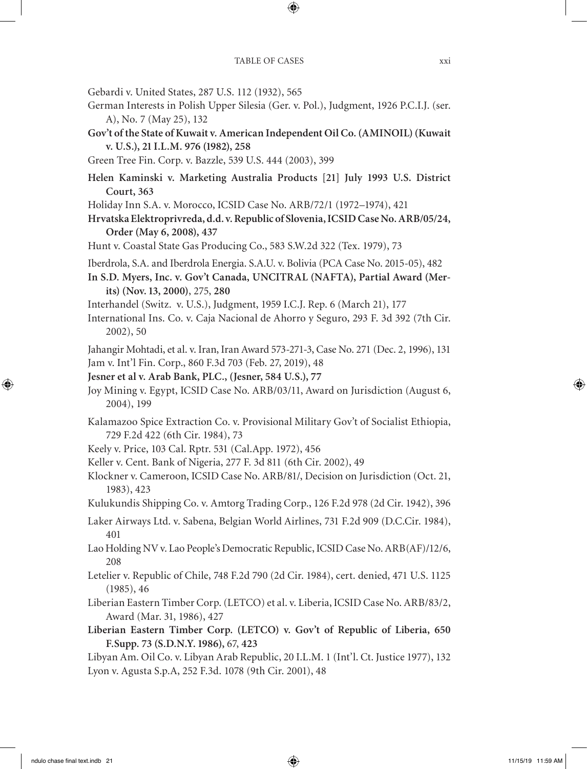Gebardi v. United States, 287 U.S. 112 (1932), 565

German Interests in Polish Upper Silesia (Ger. v. Pol.), Judgment, 1926 P.C.I.J. (ser. A), No. 7 (May 25), 132

**Gov't of the State of Kuwait v. American Independent Oil Co. (AMINOIL) (Kuwait v. U.S.), 21 I.L.M. 976 (1982), 258**

Green Tree Fin. Corp. v. Bazzle, 539 U.S. 444 (2003), 399

**Helen Kaminski v. Marketing Australia Products [21] July 1993 U.S. District Court, 363**

Holiday Inn S.A. v. Morocco, ICSID Case No. ARB/72/1 (1972–1974), 421

**Hrvatska Elektroprivreda, d.d. v. Republic of Slovenia, ICSID Case No. ARB/05/24, Order (May 6, 2008), 437**

Hunt v. Coastal State Gas Producing Co., 583 S.W.2d 322 (Tex. 1979), 73

Iberdrola, S.A. and Iberdrola Energia. S.A.U. v. Bolivia (PCA Case No. 2015-05), 482

**In S.D. Myers, Inc. v. Gov't Canada, UNCITRAL (NAFTA), Partial Award (Merits) (Nov. 13, 2000)**, 275, **280**

Interhandel (Switz. v. U.S.), Judgment, 1959 I.C.J. Rep. 6 (March 21), 177

International Ins. Co. v. Caja Nacional de Ahorro y Seguro, 293 F. 3d 392 (7th Cir. 2002), 50

Jahangir Mohtadi, et al. v. Iran, Iran Award 573-271-3, Case No. 271 (Dec. 2, 1996), 131

Jam v. Int'l Fin. Corp., 860 F.3d 703 (Feb. 27, 2019), 48

**Jesner et al v. Arab Bank, PLC., (Jesner, 584 U.S.), 77**

Joy Mining v. Egypt, ICSID Case No. ARB/03/11, Award on Jurisdiction (August 6, 2004), 199

Kalamazoo Spice Extraction Co. v. Provisional Military Gov't of Socialist Ethiopia, 729 F.2d 422 (6th Cir. 1984), 73

Keely v. Price, 103 Cal. Rptr. 531 (Cal.App. 1972), 456

Keller v. Cent. Bank of Nigeria, 277 F. 3d 811 (6th Cir. 2002), 49

Klockner v. Cameroon, ICSID Case No. ARB/81/, Decision on Jurisdiction (Oct. 21, 1983), 423

Kulukundis Shipping Co. v. Amtorg Trading Corp., 126 F.2d 978 (2d Cir. 1942), 396

Laker Airways Ltd. v. Sabena, Belgian World Airlines, 731 F.2d 909 (D.C.Cir. 1984), 401

Lao Holding NV v. Lao People's Democratic Republic, ICSID Case No. ARB(AF)/12/6, 208

Letelier v. Republic of Chile, 748 F.2d 790 (2d Cir. 1984), cert. denied, 471 U.S. 1125 (1985), 46

Liberian Eastern Timber Corp. (LETCO) et al. v. Liberia, ICSID Case No. ARB/83/2, Award (Mar. 31, 1986), 427

**Liberian Eastern Timber Corp. (LETCO) v. Gov't of Republic of Liberia, 650 F.Supp. 73 (S.D.N.Y. 1986),** 67, **423**

Libyan Am. Oil Co. v. Libyan Arab Republic, 20 I.L.M. 1 (Int'l. Ct. Justice 1977), 132

Lyon v. Agusta S.p.A, 252 F.3d. 1078 (9th Cir. 2001), 48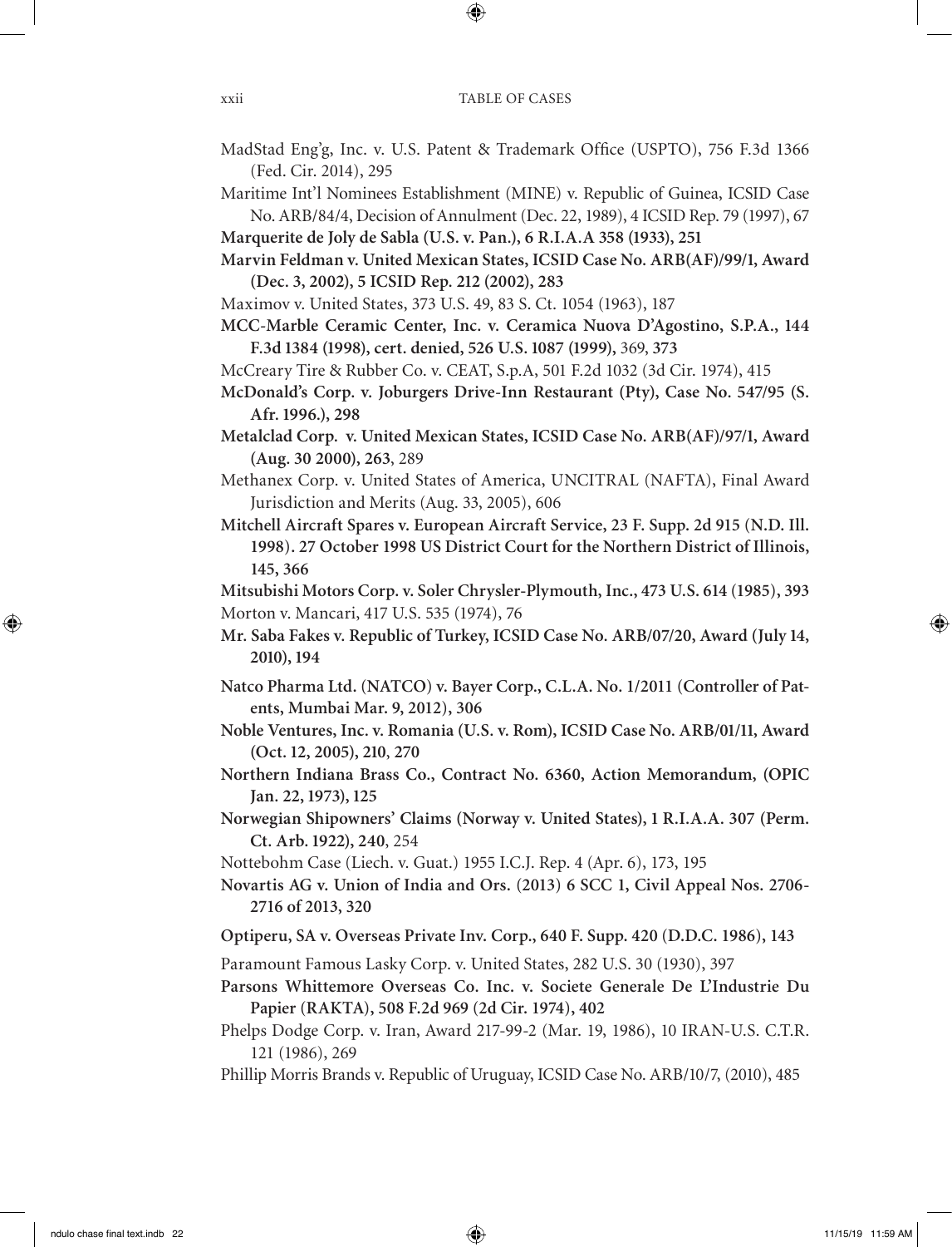MadStad Eng'g, Inc. v. U.S. Patent & Trademark Office (USPTO), 756 F.3d 1366 (Fed. Cir. 2014), 295

Maritime Int'l Nominees Establishment (MINE) v. Republic of Guinea, ICSID Case No. ARB/84/4, Decision of Annulment (Dec. 22, 1989), 4 ICSID Rep. 79 (1997), 67

**Marquerite de Joly de Sabla (U.S. v. Pan.), 6 R.I.A.A 358 (1933), 251**

**Marvin Feldman v. United Mexican States, ICSID Case No. ARB(AF)/99/1, Award (Dec. 3, 2002), 5 ICSID Rep. 212 (2002), 283**

Maximov v. United States, 373 U.S. 49, 83 S. Ct. 1054 (1963), 187

**MCC-Marble Ceramic Center, Inc. v. Ceramica Nuova D'Agostino, S.P.A., 144 F.3d 1384 (1998), cert. denied, 526 U.S. 1087 (1999),** 369, **373**

McCreary Tire & Rubber Co. v. CEAT, S.p.A, 501 F.2d 1032 (3d Cir. 1974), 415

**McDonald's Corp. v. Joburgers Drive-Inn Restaurant (Pty), Case No. 547/95 (S. Afr. 1996.), 298**

**Metalclad Corp. v. United Mexican States, ICSID Case No. ARB(AF)/97/1, Award (Aug. 30 2000), 263**, 289

Methanex Corp. v. United States of America, UNCITRAL (NAFTA), Final Award Jurisdiction and Merits (Aug. 33, 2005), 606

**Mitchell Aircraft Spares v. European Aircraft Service, 23 F. Supp. 2d 915 (N.D. Ill. 1998). 27 October 1998 US District Court for the Northern District of Illinois, 145, 366**

**Mitsubishi Motors Corp. v. Soler Chrysler-Plymouth, Inc., 473 U.S. 614 (1985), 393**

Morton v. Mancari, 417 U.S. 535 (1974), 76

**Mr. Saba Fakes v. Republic of Turkey, ICSID Case No. ARB/07/20, Award (July 14, 2010), 194**

**Natco Pharma Ltd. (NATCO) v. Bayer Corp., C.L.A. No. 1/2011 (Controller of Patents, Mumbai Mar. 9, 2012), 306**

**Noble Ventures, Inc. v. Romania (U.S. v. Rom), ICSID Case No. ARB/01/11, Award (Oct. 12, 2005), 210**, **270**

**Northern Indiana Brass Co., Contract No. 6360, Action Memorandum, (OPIC Jan. 22, 1973), 125**

**Norwegian Shipowners' Claims (Norway v. United States), 1 R.I.A.A. 307 (Perm. Ct. Arb. 1922), 240**, 254

Nottebohm Case (Liech. v. Guat.) 1955 I.C.J. Rep. 4 (Apr. 6), 173, 195

**Novartis AG v. Union of India and Ors. (2013) 6 SCC 1, Civil Appeal Nos. 2706-2716 of 2013, 320**

**Optiperu, SA v. Overseas Private Inv. Corp., 640 F. Supp. 420 (D.D.C. 1986), 143**

Paramount Famous Lasky Corp. v. United States, 282 U.S. 30 (1930), 397

**Parsons Whittemore Overseas Co. Inc. v. Societe Generale De L'Industrie Du Papier (RAKTA), 508 F.2d 969 (2d Cir. 1974), 402**

Phelps Dodge Corp. v. Iran, Award 217-99-2 (Mar. 19, 1986), 10 IRAN-U.S. C.T.R. 121 (1986), 269

Phillip Morris Brands v. Republic of Uruguay, ICSID Case No. ARB/10/7, (2010), 485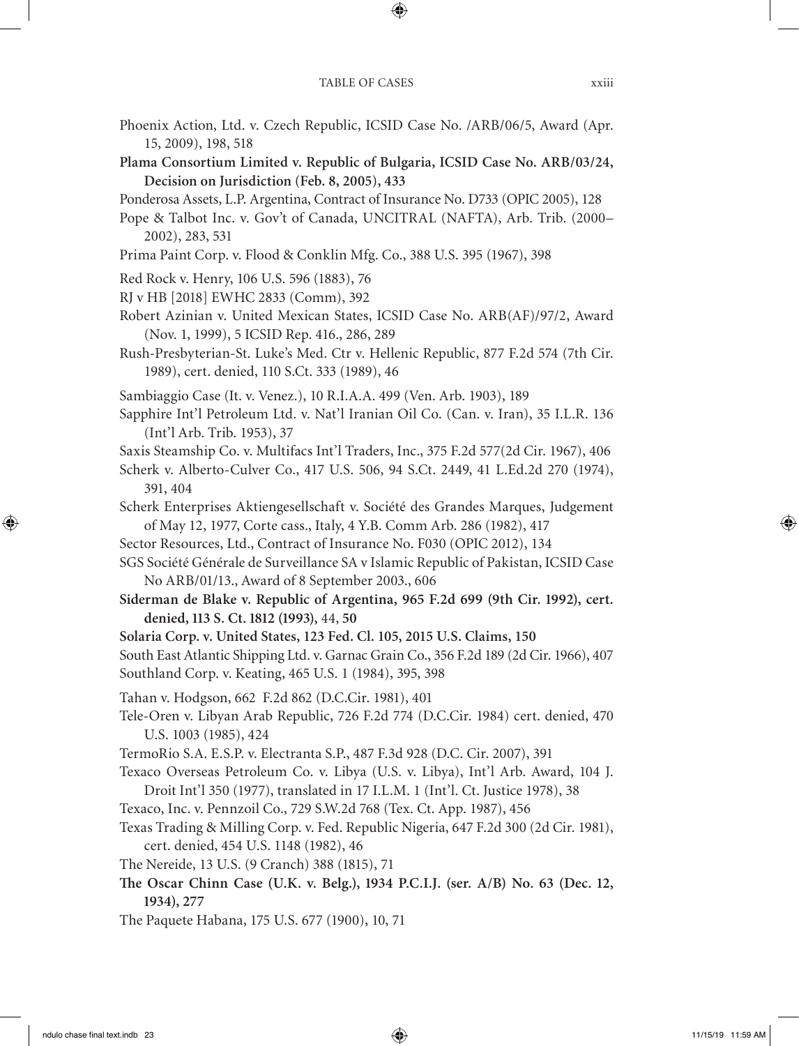Phoenix Action, Ltd. v. Czech Republic, ICSID Case No. /ARB/06/5, Award (Apr. 15, 2009), 198, 518

**Plama Consortium Limited v. Republic of Bulgaria, ICSID Case No. ARB/03/24, Decision on Jurisdiction (Feb. 8, 2005), 433**

Ponderosa Assets, L.P. Argentina, Contract of Insurance No. D733 (OPIC 2005), 128

Pope & Talbot Inc. v. Gov't of Canada, UNCITRAL (NAFTA), Arb. Trib. (2000–2002), 283, 531

Prima Paint Corp. v. Flood & Conklin Mfg. Co., 388 U.S. 395 (1967), 398

Red Rock v. Henry, 106 U.S. 596 (1883), 76

RJ v HB [2018] EWHC 2833 (Comm), 392

Robert Azinian v. United Mexican States, ICSID Case No. ARB(AF)/97/2, Award (Nov. 1, 1999), 5 ICSID Rep. 416., 286, 289

Rush-Presbyterian-St. Luke's Med. Ctr v. Hellenic Republic, 877 F.2d 574 (7th Cir. 1989), cert. denied, 110 S.Ct. 333 (1989), 46

Sambiaggio Case (It. v. Venez.), 10 R.I.A.A. 499 (Ven. Arb. 1903), 189

Sapphire Int'l Petroleum Ltd. v. Nat'l Iranian Oil Co. (Can. v. Iran), 35 I.L.R. 136 (Int'l Arb. Trib. 1953), 37

Saxis Steamship Co. v. Multifacs Int'l Traders, Inc., 375 F.2d 577(2d Cir. 1967), 406

Scherk v. Alberto-Culver Co., 417 U.S. 506, 94 S.Ct. 2449, 41 L.Ed.2d 270 (1974), 391, 404

Scherk Enterprises Aktiengesellschaft v. Société des Grandes Marques, Judgement of May 12, 1977, Corte cass., Italy, 4 Y.B. Comm Arb. 286 (1982), 417

Sector Resources, Ltd., Contract of Insurance No. F030 (OPIC 2012), 134

SGS Société Générale de Surveillance SA v Islamic Republic of Pakistan, ICSID Case No ARB/01/13., Award of 8 September 2003., 606

**Siderman de Blake v. Republic of Argentina, 965 F.2d 699 (9th Cir. 1992), cert. denied, 113 S. Ct. 1812 (1993),** 44, **50**

**Solaria Corp. v. United States, 123 Fed. Cl. 105, 2015 U.S. Claims, 150**

South East Atlantic Shipping Ltd. v. Garnac Grain Co., 356 F.2d 189 (2d Cir. 1966), 407

Southland Corp. v. Keating, 465 U.S. 1 (1984), 395, 398

Tahan v. Hodgson, 662 F.2d 862 (D.C.Cir. 1981), 401

Tele-Oren v. Libyan Arab Republic, 726 F.2d 774 (D.C.Cir. 1984) cert. denied, 470 U.S. 1003 (1985), 424

TermoRio S.A. E.S.P. v. Electranta S.P., 487 F.3d 928 (D.C. Cir. 2007), 391

Texaco Overseas Petroleum Co. v. Libya (U.S. v. Libya), Int'l Arb. Award, 104 J. Droit Int'l 350 (1977), translated in 17 I.L.M. 1 (Int'l. Ct. Justice 1978), 38

Texaco, Inc. v. Pennzoil Co., 729 S.W.2d 768 (Tex. Ct. App. 1987), 456

Texas Trading & Milling Corp. v. Fed. Republic Nigeria, 647 F.2d 300 (2d Cir. 1981), cert. denied, 454 U.S. 1148 (1982), 46

The Nereide, 13 U.S. (9 Cranch) 388 (1815), 71

**The Oscar Chinn Case (U.K. v. Belg.), 1934 P.C.I.J. (ser. A/B) No. 63 (Dec. 12, 1934), 277**

The Paquete Habana, 175 U.S. 677 (1900), 10, 71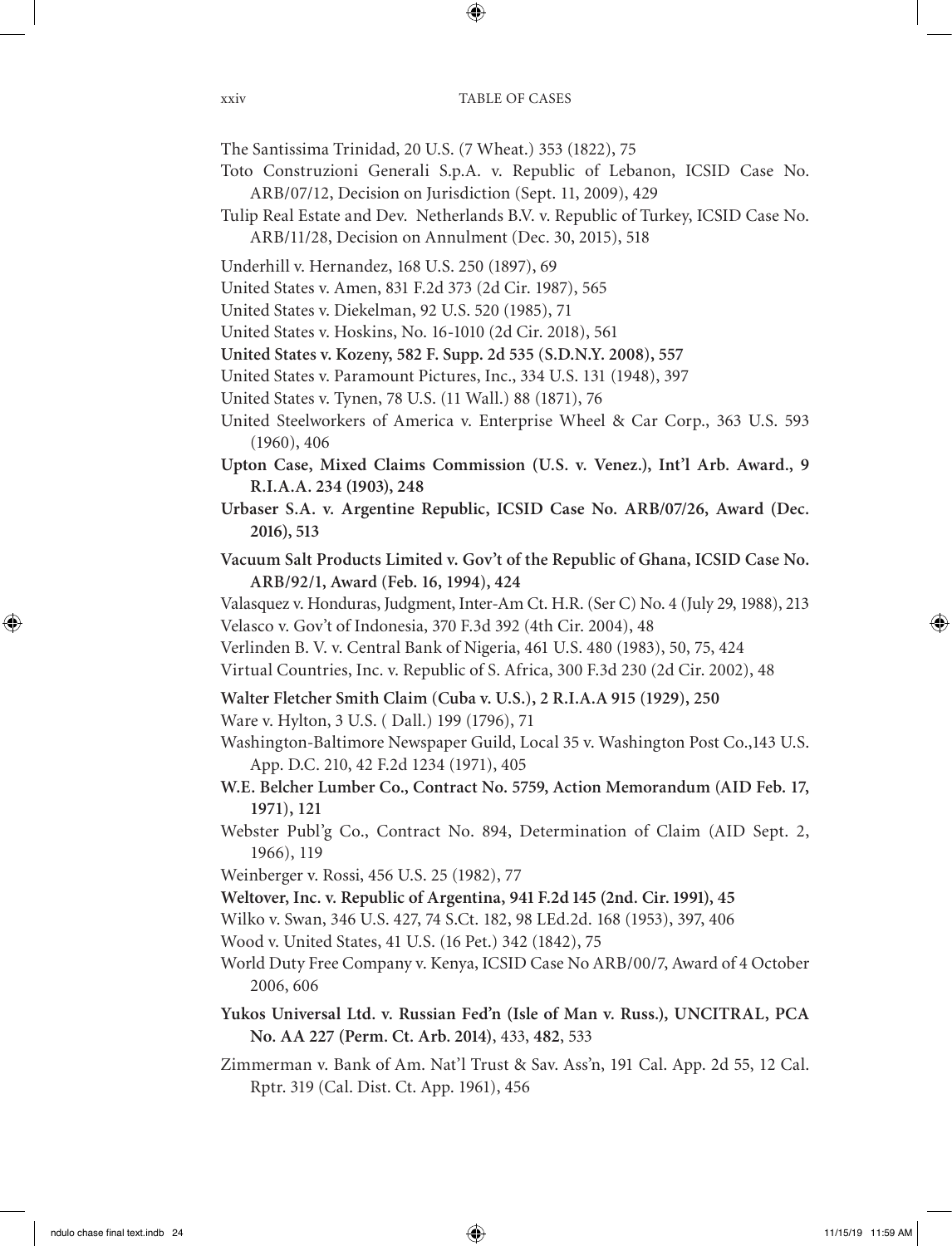The Santissima Trinidad, 20 U.S. (7 Wheat.) 353 (1822), 75

Toto Construzioni Generali S.p.A. v. Republic of Lebanon, ICSID Case No. ARB/07/12, Decision on Jurisdiction (Sept. 11, 2009), 429

Tulip Real Estate and Dev. Netherlands B.V. v. Republic of Turkey, ICSID Case No. ARB/11/28, Decision on Annulment (Dec. 30, 2015), 518

Underhill v. Hernandez, 168 U.S. 250 (1897), 69

United States v. Amen, 831 F.2d 373 (2d Cir. 1987), 565

United States v. Diekelman, 92 U.S. 520 (1985), 71

United States v. Hoskins, No. 16-1010 (2d Cir. 2018), 561

**United States v. Kozeny, 582 F. Supp. 2d 535 (S.D.N.Y. 2008), 557**

United States v. Paramount Pictures, Inc., 334 U.S. 131 (1948), 397

United States v. Tynen, 78 U.S. (11 Wall.) 88 (1871), 76

United Steelworkers of America v. Enterprise Wheel & Car Corp., 363 U.S. 593 (1960), 406

**Upton Case, Mixed Claims Commission (U.S. v. Venez.), Int'l Arb. Award., 9 R.I.A.A. 234 (1903), 248**

**Urbaser S.A. v. Argentine Republic, ICSID Case No. ARB/07/26, Award (Dec. 2016), 513**

**Vacuum Salt Products Limited v. Gov't of the Republic of Ghana, ICSID Case No. ARB/92/1, Award (Feb. 16, 1994), 424**

Valasquez v. Honduras, Judgment, Inter-Am Ct. H.R. (Ser C) No. 4 (July 29, 1988), 213

Velasco v. Gov't of Indonesia, 370 F.3d 392 (4th Cir. 2004), 48

Verlinden B. V. v. Central Bank of Nigeria, 461 U.S. 480 (1983), 50, 75, 424

Virtual Countries, Inc. v. Republic of S. Africa, 300 F.3d 230 (2d Cir. 2002), 48

**Walter Fletcher Smith Claim (Cuba v. U.S.), 2 R.I.A.A 915 (1929), 250**

Ware v. Hylton, 3 U.S. ( Dall.) 199 (1796), 71

Washington-Baltimore Newspaper Guild, Local 35 v. Washington Post Co.,143 U.S. App. D.C. 210, 42 F.2d 1234 (1971), 405

**W.E. Belcher Lumber Co., Contract No. 5759, Action Memorandum (AID Feb. 17, 1971), 121**

Webster Publ'g Co., Contract No. 894, Determination of Claim (AID Sept. 2, 1966), 119

Weinberger v. Rossi, 456 U.S. 25 (1982), 77

**Weltover, Inc. v. Republic of Argentina, 941 F.2d 145 (2nd. Cir. 1991), 45**

Wilko v. Swan, 346 U.S. 427, 74 S.Ct. 182, 98 LEd.2d. 168 (1953), 397, 406

Wood v. United States, 41 U.S. (16 Pet.) 342 (1842), 75

World Duty Free Company v. Kenya, ICSID Case No ARB/00/7, Award of 4 October 2006, 606

**Yukos Universal Ltd. v. Russian Fed'n (Isle of Man v. Russ.), UNCITRAL, PCA No. AA 227 (Perm. Ct. Arb. 2014)**, 433, **482**, 533

Zimmerman v. Bank of Am. Nat'l Trust & Sav. Ass'n, 191 Cal. App. 2d 55, 12 Cal. Rptr. 319 (Cal. Dist. Ct. App. 1961), 456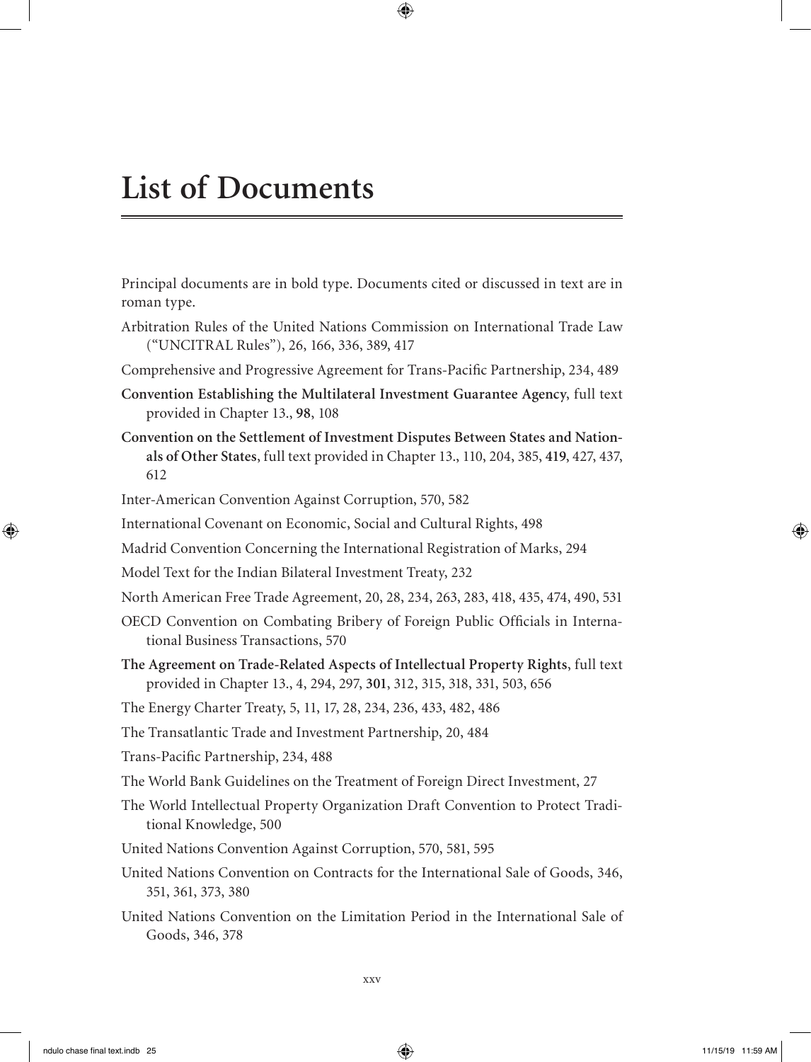# List of Documents

Principal documents are in bold type. Documents cited or discussed in text are in roman type.

Arbitration Rules of the United Nations Commission on International Trade Law ("UNCITRAL Rules"), 26, 166, 336, 389, 417

Comprehensive and Progressive Agreement for Trans-Pacific Partnership, 234, 489

**Convention Establishing the Multilateral Investment Guarantee Agency**, full text provided in Chapter 13., **98**, 108

**Convention on the Settlement of Investment Disputes Between States and Nationals of Other States**, full text provided in Chapter 13., 110, 204, 385, **419**, 427, 437, 612

Inter-American Convention Against Corruption, 570, 582

International Covenant on Economic, Social and Cultural Rights, 498

Madrid Convention Concerning the International Registration of Marks, 294

Model Text for the Indian Bilateral Investment Treaty, 232

North American Free Trade Agreement, 20, 28, 234, 263, 283, 418, 435, 474, 490, 531

OECD Convention on Combating Bribery of Foreign Public Officials in International Business Transactions, 570

**The Agreement on Trade-Related Aspects of Intellectual Property Rights**, full text provided in Chapter 13., 4, 294, 297, **301**, 312, 315, 318, 331, 503, 656

The Energy Charter Treaty, 5, 11, 17, 28, 234, 236, 433, 482, 486

The Transatlantic Trade and Investment Partnership, 20, 484

Trans-Pacific Partnership, 234, 488

The World Bank Guidelines on the Treatment of Foreign Direct Investment, 27

The World Intellectual Property Organization Draft Convention to Protect Traditional Knowledge, 500

United Nations Convention Against Corruption, 570, 581, 595

United Nations Convention on Contracts for the International Sale of Goods, 346, 351, 361, 373, 380

United Nations Convention on the Limitation Period in the International Sale of Goods, 346, 378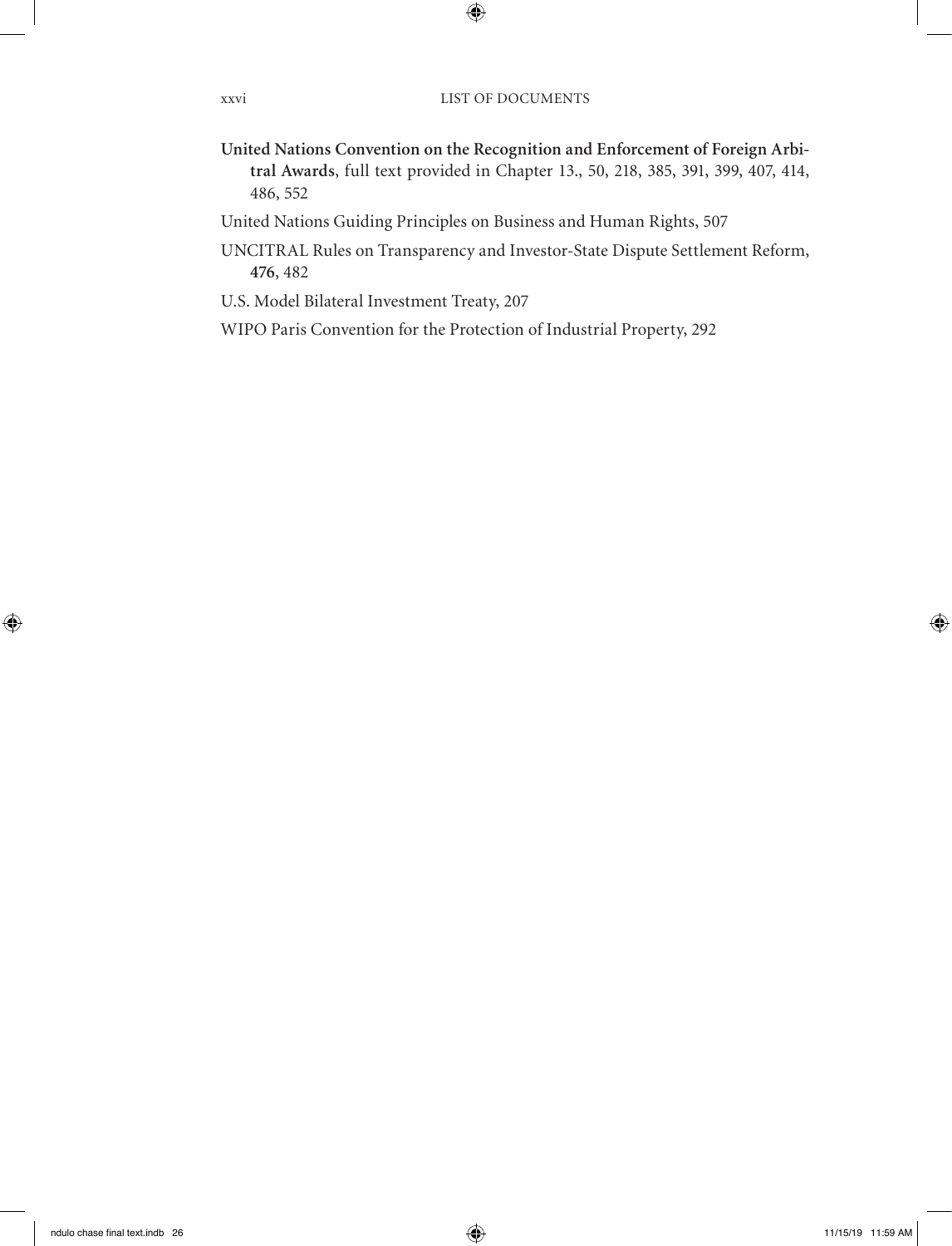**United Nations Convention on the Recognition and Enforcement of Foreign Arbitral Awards**, full text provided in Chapter 13., 50, 218, 385, 391, 399, 407, 414, 486, 552

United Nations Guiding Principles on Business and Human Rights, 507

UNCITRAL Rules on Transparency and Investor-State Dispute Settlement Reform, **476**, 482

U.S. Model Bilateral Investment Treaty, 207

WIPO Paris Convention for the Protection of Industrial Property, 292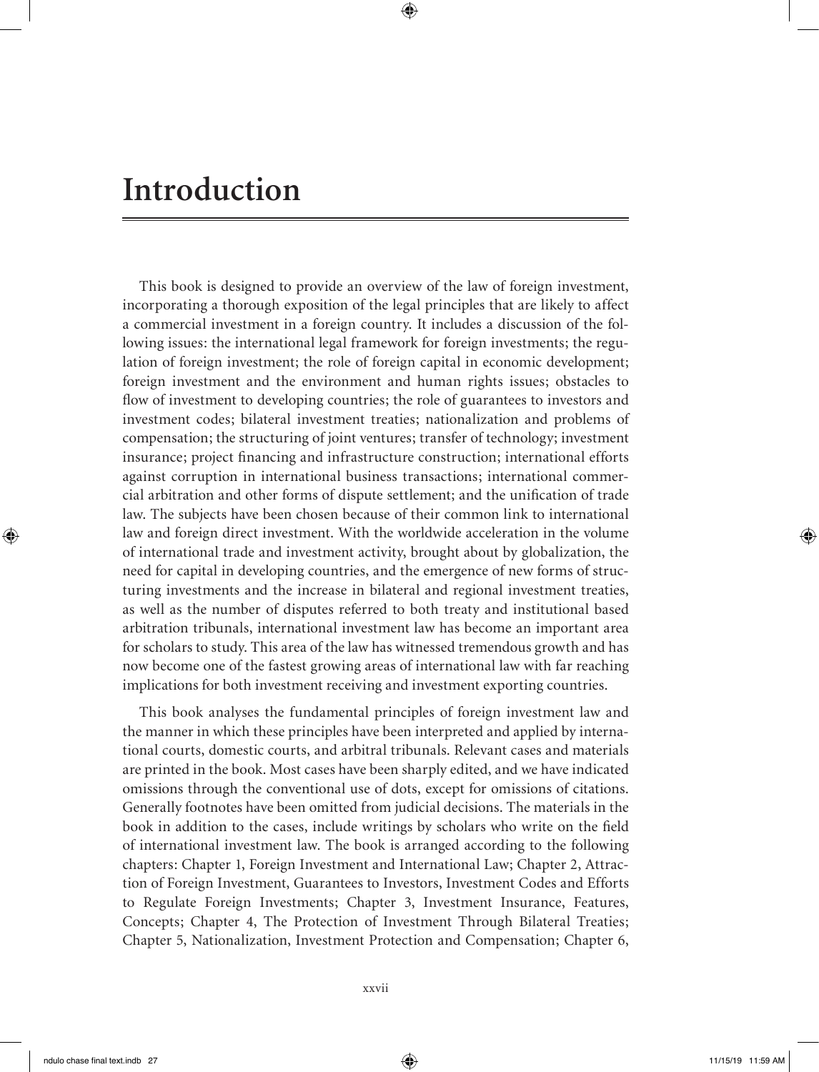# Introduction

This book is designed to provide an overview of the law of foreign investment, incorporating a thorough exposition of the legal principles that are likely to affect a commercial investment in a foreign country. It includes a discussion of the following issues: the international legal framework for foreign investments; the regulation of foreign investment; the role of foreign capital in economic development; foreign investment and the environment and human rights issues; obstacles to flow of investment to developing countries; the role of guarantees to investors and investment codes; bilateral investment treaties; nationalization and problems of compensation; the structuring of joint ventures; transfer of technology; investment insurance; project financing and infrastructure construction; international efforts against corruption in international business transactions; international commercial arbitration and other forms of dispute settlement; and the unification of trade law. The subjects have been chosen because of their common link to international law and foreign direct investment. With the worldwide acceleration in the volume of international trade and investment activity, brought about by globalization, the need for capital in developing countries, and the emergence of new forms of structuring investments and the increase in bilateral and regional investment treaties, as well as the number of disputes referred to both treaty and institutional based arbitration tribunals, international investment law has become an important area for scholars to study. This area of the law has witnessed tremendous growth and has now become one of the fastest growing areas of international law with far reaching implications for both investment receiving and investment exporting countries.

This book analyses the fundamental principles of foreign investment law and the manner in which these principles have been interpreted and applied by international courts, domestic courts, and arbitral tribunals. Relevant cases and materials are printed in the book. Most cases have been sharply edited, and we have indicated omissions through the conventional use of dots, except for omissions of citations. Generally footnotes have been omitted from judicial decisions. The materials in the book in addition to the cases, include writings by scholars who write on the field of international investment law. The book is arranged according to the following chapters: Chapter 1, Foreign Investment and International Law; Chapter 2, Attraction of Foreign Investment, Guarantees to Investors, Investment Codes and Efforts to Regulate Foreign Investments; Chapter 3, Investment Insurance, Features, Concepts; Chapter 4, The Protection of Investment Through Bilateral Treaties; Chapter 5, Nationalization, Investment Protection and Compensation; Chapter 6,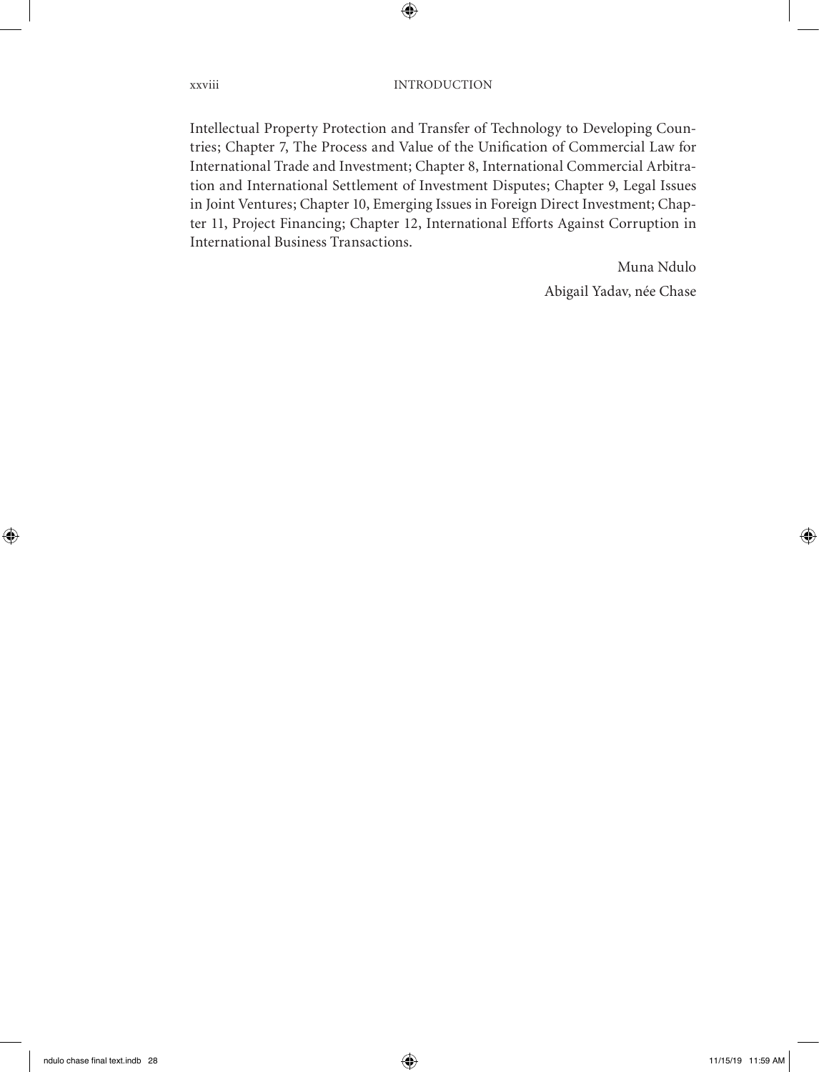Intellectual Property Protection and Transfer of Technology to Developing Countries; Chapter 7, The Process and Value of the Unification of Commercial Law for International Trade and Investment; Chapter 8, International Commercial Arbitration and International Settlement of Investment Disputes; Chapter 9, Legal Issues in Joint Ventures; Chapter 10, Emerging Issues in Foreign Direct Investment; Chapter 11, Project Financing; Chapter 12, International Efforts Against Corruption in International Business Transactions.

Muna Ndulo

Abigail Yadav, née Chase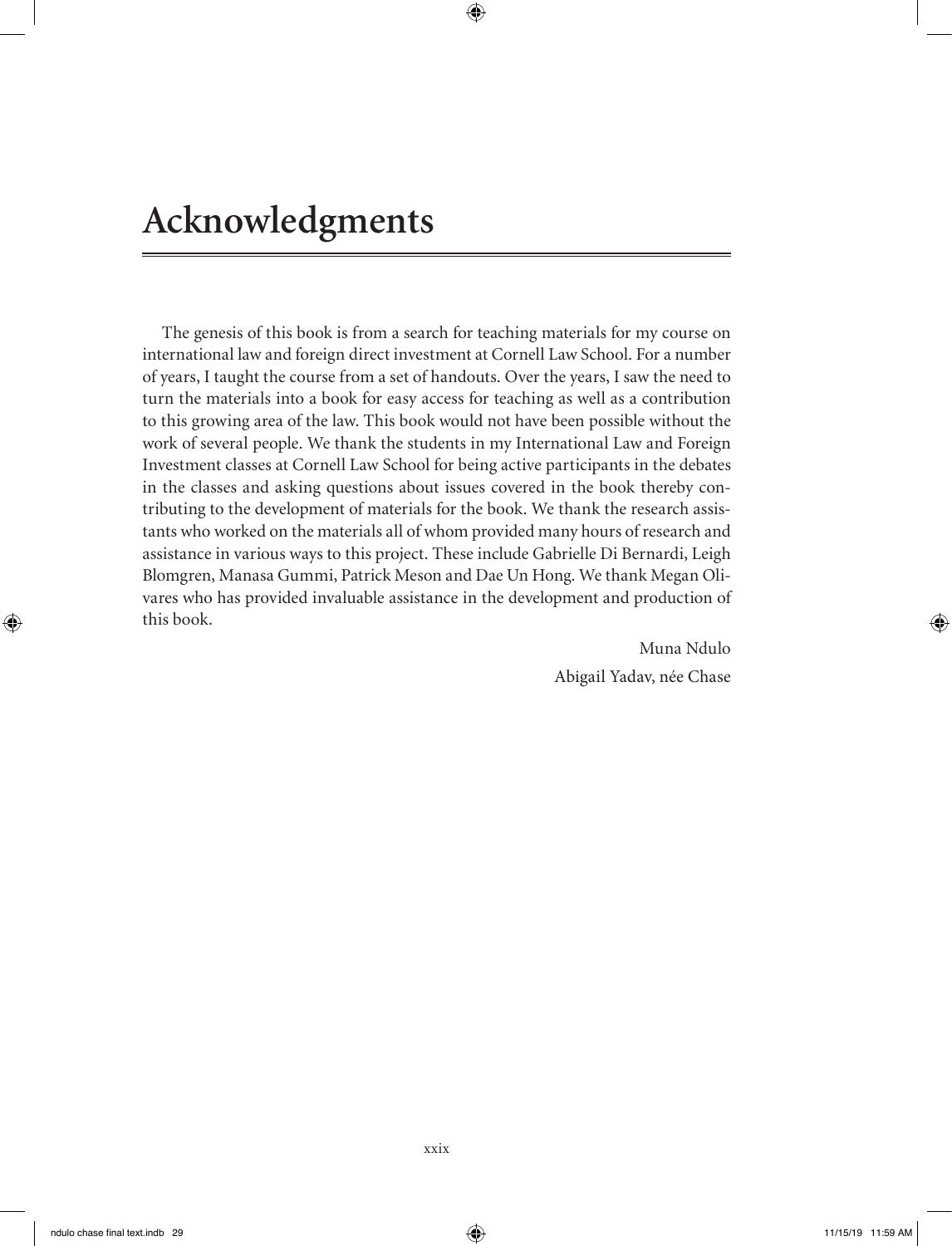# Acknowledgments

The genesis of this book is from a search for teaching materials for my course on international law and foreign direct investment at Cornell Law School. For a number of years, I taught the course from a set of handouts. Over the years, I saw the need to turn the materials into a book for easy access for teaching as well as a contribution to this growing area of the law. This book would not have been possible without the work of several people. We thank the students in my International Law and Foreign Investment classes at Cornell Law School for being active participants in the debates in the classes and asking questions about issues covered in the book thereby contributing to the development of materials for the book. We thank the research assistants who worked on the materials all of whom provided many hours of research and assistance in various ways to this project. These include Gabrielle Di Bernardi, Leigh Blomgren, Manasa Gummi, Patrick Meson and Dae Un Hong. We thank Megan Olivares who has provided invaluable assistance in the development and production of this book.

Muna Ndulo

Abigail Yadav, née Chase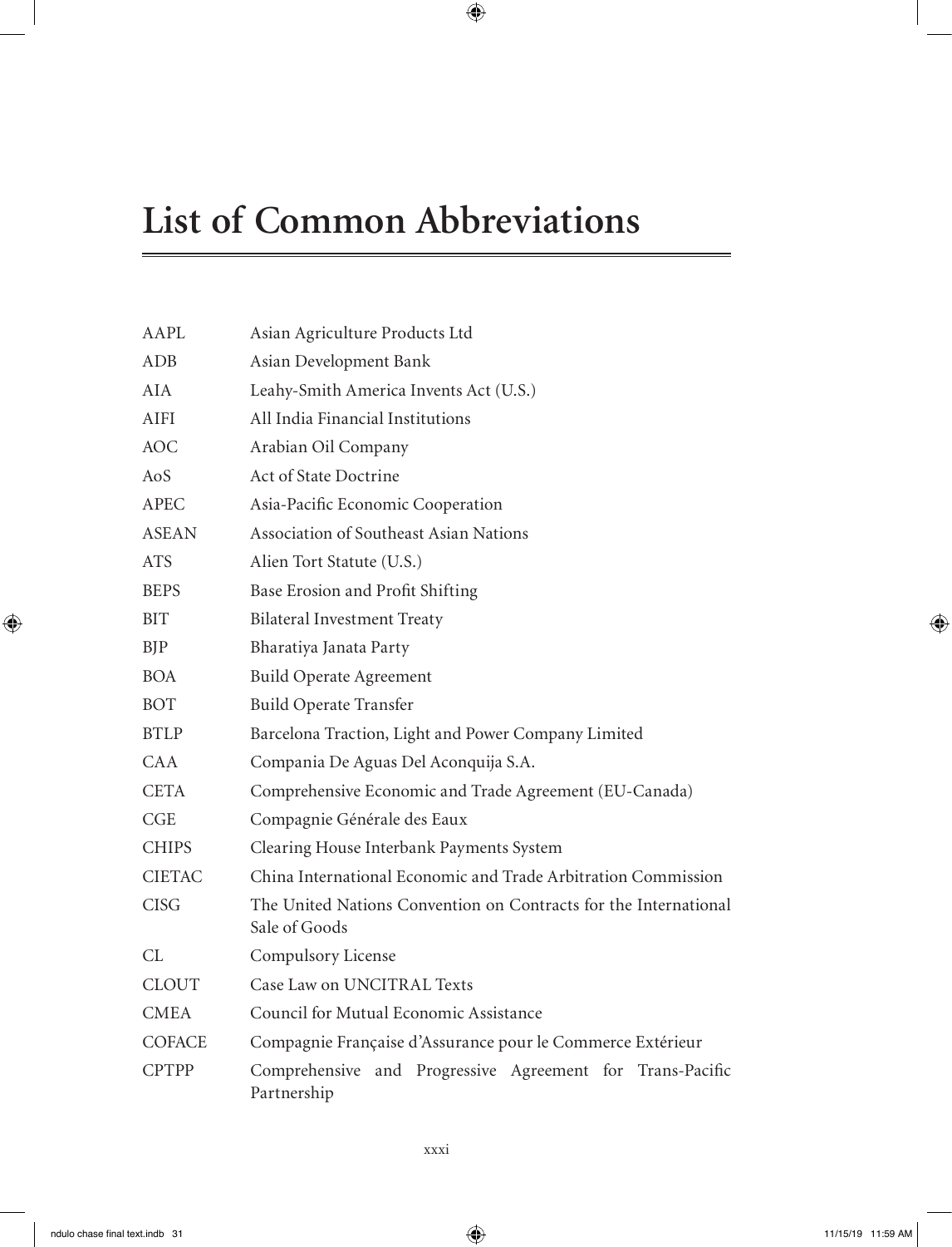# List of Common Abbreviations

| | |
|---|---|
| AAPL | Asian Agriculture Products Ltd |
| ADB | Asian Development Bank |
| AIA | Leahy-Smith America Invents Act (U.S.) |
| AIFI | All India Financial Institutions |
| AOC | Arabian Oil Company |
| AoS | Act of State Doctrine |
| APEC | Asia-Pacific Economic Cooperation |
| ASEAN | Association of Southeast Asian Nations |
| ATS | Alien Tort Statute (U.S.) |
| BEPS | Base Erosion and Profit Shifting |
| BIT | Bilateral Investment Treaty |
| BJP | Bharatiya Janata Party |
| BOA | Build Operate Agreement |
| BOT | Build Operate Transfer |
| BTLP | Barcelona Traction, Light and Power Company Limited |
| CAA | Compania De Aguas Del Aconquija S.A. |
| CETA | Comprehensive Economic and Trade Agreement (EU-Canada) |
| CGE | Compagnie Générale des Eaux |
| CHIPS | Clearing House Interbank Payments System |
| CIETAC | China International Economic and Trade Arbitration Commission |
| CISG | The United Nations Convention on Contracts for the International Sale of Goods |
| CL | Compulsory License |
| CLOUT | Case Law on UNCITRAL Texts |
| CMEA | Council for Mutual Economic Assistance |
| COFACE | Compagnie Française d'Assurance pour le Commerce Extérieur |
| CPTPP | Comprehensive and Progressive Agreement for Trans-Pacific Partnership |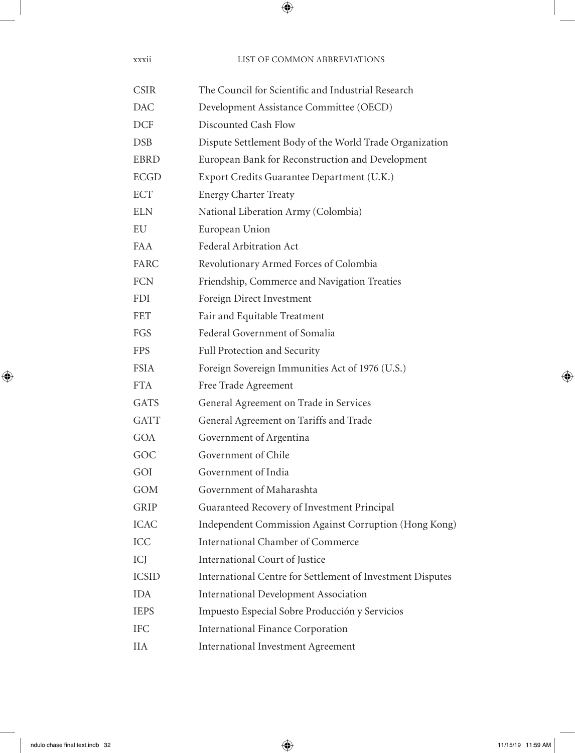| | |
|---|---|
| CSIR | The Council for Scientific and Industrial Research |
| DAC | Development Assistance Committee (OECD) |
| DCF | Discounted Cash Flow |
| DSB | Dispute Settlement Body of the World Trade Organization |
| EBRD | European Bank for Reconstruction and Development |
| ECGD | Export Credits Guarantee Department (U.K.) |
| ECT | Energy Charter Treaty |
| ELN | National Liberation Army (Colombia) |
| EU | European Union |
| FAA | Federal Arbitration Act |
| FARC | Revolutionary Armed Forces of Colombia |
| FCN | Friendship, Commerce and Navigation Treaties |
| FDI | Foreign Direct Investment |
| FET | Fair and Equitable Treatment |
| FGS | Federal Government of Somalia |
| FPS | Full Protection and Security |
| FSIA | Foreign Sovereign Immunities Act of 1976 (U.S.) |
| FTA | Free Trade Agreement |
| GATS | General Agreement on Trade in Services |
| GATT | General Agreement on Tariffs and Trade |
| GOA | Government of Argentina |
| GOC | Government of Chile |
| GOI | Government of India |
| GOM | Government of Maharashta |
| GRIP | Guaranteed Recovery of Investment Principal |
| ICAC | Independent Commission Against Corruption (Hong Kong) |
| ICC | International Chamber of Commerce |
| ICJ | International Court of Justice |
| ICSID | International Centre for Settlement of Investment Disputes |
| IDA | International Development Association |
| IEPS | Impuesto Especial Sobre Producción y Servicios |
| IFC | International Finance Corporation |
| IIA | International Investment Agreement |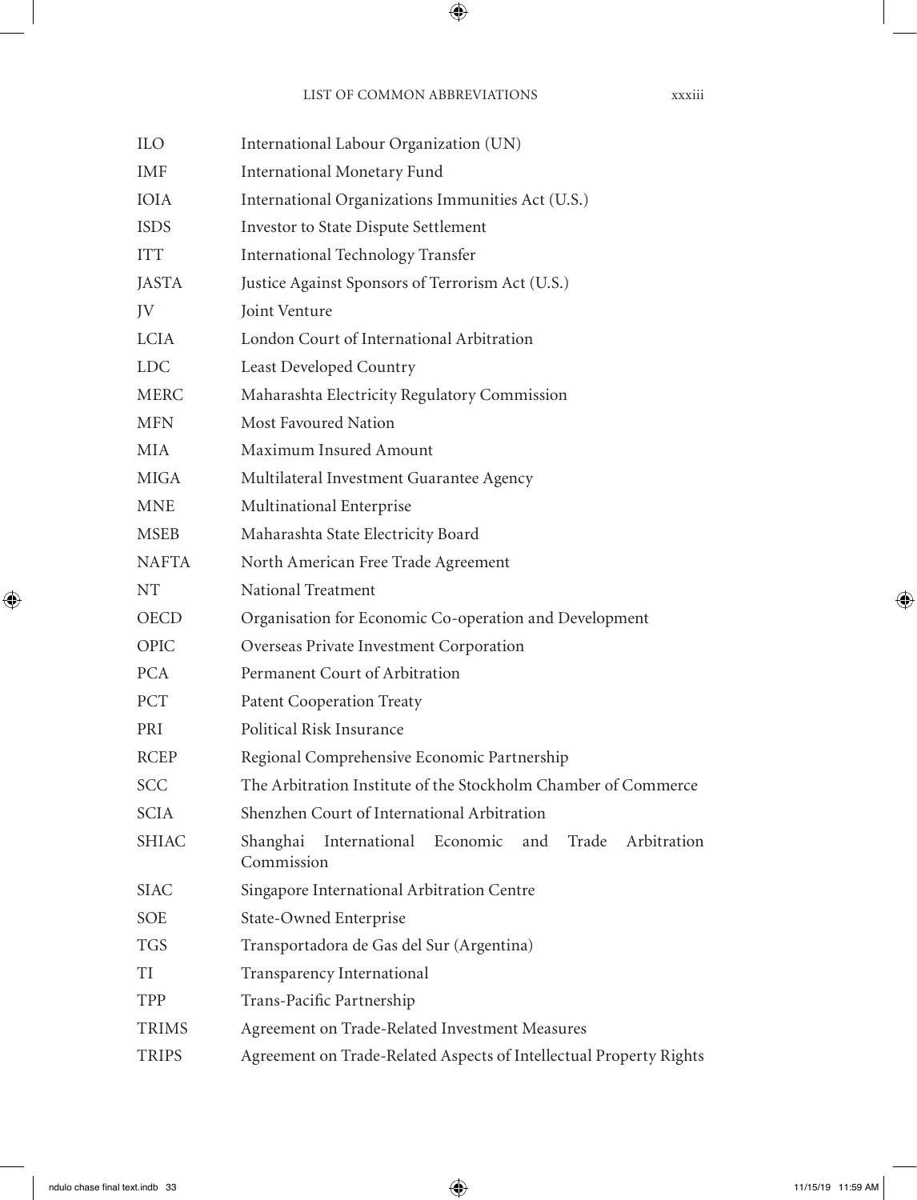| | |
|---|---|
| ILO | International Labour Organization (UN) |
| IMF | International Monetary Fund |
| IOIA | International Organizations Immunities Act (U.S.) |
| ISDS | Investor to State Dispute Settlement |
| ITT | International Technology Transfer |
| JASTA | Justice Against Sponsors of Terrorism Act (U.S.) |
| JV | Joint Venture |
| LCIA | London Court of International Arbitration |
| LDC | Least Developed Country |
| MERC | Maharashta Electricity Regulatory Commission |
| MFN | Most Favoured Nation |
| MIA | Maximum Insured Amount |
| MIGA | Multilateral Investment Guarantee Agency |
| MNE | Multinational Enterprise |
| MSEB | Maharashta State Electricity Board |
| NAFTA | North American Free Trade Agreement |
| NT | National Treatment |
| OECD | Organisation for Economic Co-operation and Development |
| OPIC | Overseas Private Investment Corporation |
| PCA | Permanent Court of Arbitration |
| PCT | Patent Cooperation Treaty |
| PRI | Political Risk Insurance |
| RCEP | Regional Comprehensive Economic Partnership |
| SCC | The Arbitration Institute of the Stockholm Chamber of Commerce |
| SCIA | Shenzhen Court of International Arbitration |
| SHIAC | Shanghai International Economic and Trade Arbitration Commission |
| SIAC | Singapore International Arbitration Centre |
| SOE | State-Owned Enterprise |
| TGS | Transportadora de Gas del Sur (Argentina) |
| TI | Transparency International |
| TPP | Trans-Pacific Partnership |
| TRIMS | Agreement on Trade-Related Investment Measures |
| TRIPS | Agreement on Trade-Related Aspects of Intellectual Property Rights |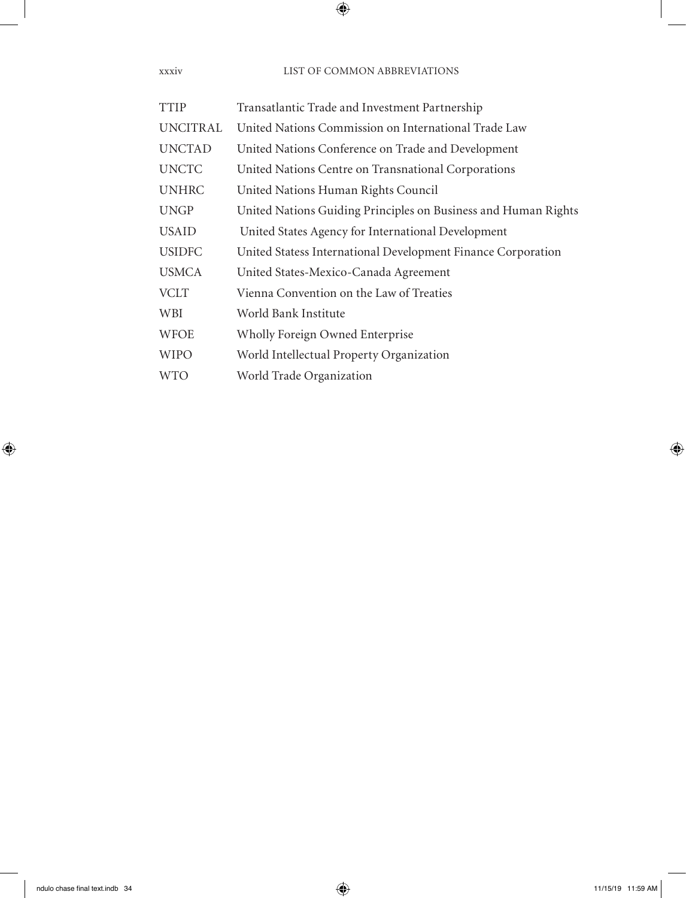| | |
|---|---|
| TTIP | Transatlantic Trade and Investment Partnership |
| UNCITRAL | United Nations Commission on International Trade Law |
| UNCTAD | United Nations Conference on Trade and Development |
| UNCTC | United Nations Centre on Transnational Corporations |
| UNHRC | United Nations Human Rights Council |
| UNGP | United Nations Guiding Principles on Business and Human Rights |
| USAID | United States Agency for International Development |
| USIDFC | United Statess International Development Finance Corporation |
| USMCA | United States-Mexico-Canada Agreement |
| VCLT | Vienna Convention on the Law of Treaties |
| WBI | World Bank Institute |
| WFOE | Wholly Foreign Owned Enterprise |
| WIPO | World Intellectual Property Organization |
| WTO | World Trade Organization |